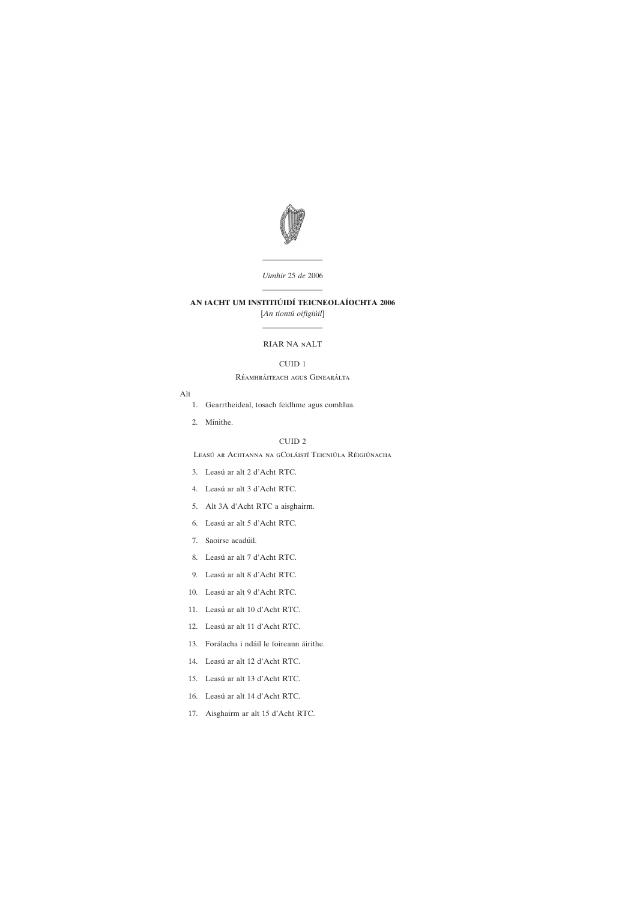*Uimhir* 25 *de* 2006

# AN tACHT UM INSTITIÚIDÍ TEICNEOLAÍOCHTA 2006

[*An tiontú oifigiúil*]

## RIAR NA nALT

### CUID 1

Réamhráiteach agus Ginearálta

Alt

1. Gearrtheideal, tosach feidhme agus comhlua.
2. Mínithe.

### CUID 2

Leasú ar Achtanna na gColáistí Teicniúla Réigiúnacha

3. Leasú ar alt 2 d'Acht RTC.
4. Leasú ar alt 3 d'Acht RTC.
5. Alt 3A d'Acht RTC a aisghairm.
6. Leasú ar alt 5 d'Acht RTC.
7. Saoirse acadúil.
8. Leasú ar alt 7 d'Acht RTC.
9. Leasú ar alt 8 d'Acht RTC.
10. Leasú ar alt 9 d'Acht RTC.
11. Leasú ar alt 10 d'Acht RTC.
12. Leasú ar alt 11 d'Acht RTC.
13. Forálacha i ndáil le foireann áirithe.
14. Leasú ar alt 12 d'Acht RTC.
15. Leasú ar alt 13 d'Acht RTC.
16. Leasú ar alt 14 d'Acht RTC.
17. Aisghairm ar alt 15 d'Acht RTC.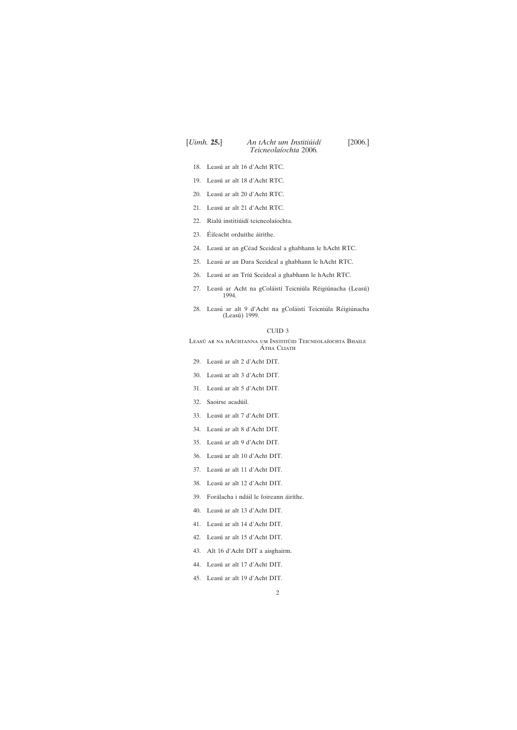18. Leasú ar alt 16 d'Acht RTC.

19. Leasú ar alt 18 d'Acht RTC.

20. Leasú ar alt 20 d'Acht RTC.

21. Leasú ar alt 21 d'Acht RTC.

22. Rialú institiúidí teicneolaíochta.

23. Éifeacht orduithe áirithe.

24. Leasú ar an gCéad Sceideal a ghabhann le hAcht RTC.

25. Leasú ar an Dara Sceideal a ghabhann le hAcht RTC.

26. Leasú ar an Tríú Sceideal a ghabhann le hAcht RTC.

27. Leasú ar Acht na gColáistí Teicniúla Réigiúnacha (Leasú) 1994.

28. Leasú ar alt 9 d'Acht na gColáistí Teicniúla Réigiúnacha (Leasú) 1999.

CUID 3

LEASÚ AR NA HACHTANNA UM INSTITIÚID TEICNEOLAÍOCHTA BHAILE ÁTHA CLIATH

29. Leasú ar alt 2 d'Acht DIT.

30. Leasú ar alt 3 d'Acht DIT.

31. Leasú ar alt 5 d'Acht DIT.

32. Saoirse acadúil.

33. Leasú ar alt 7 d'Acht DIT.

34. Leasú ar alt 8 d'Acht DIT.

35. Leasú ar alt 9 d'Acht DIT.

36. Leasú ar alt 10 d'Acht DIT.

37. Leasú ar alt 11 d'Acht DIT.

38. Leasú ar alt 12 d'Acht DIT.

39. Forálacha i ndáil le foireann áirithe.

40. Leasú ar alt 13 d'Acht DIT.

41. Leasú ar alt 14 d'Acht DIT.

42. Leasú ar alt 15 d'Acht DIT.

43. Alt 16 d'Acht DIT a aisghairm.

44. Leasú ar alt 17 d'Acht DIT.

45. Leasú ar alt 19 d'Acht DIT.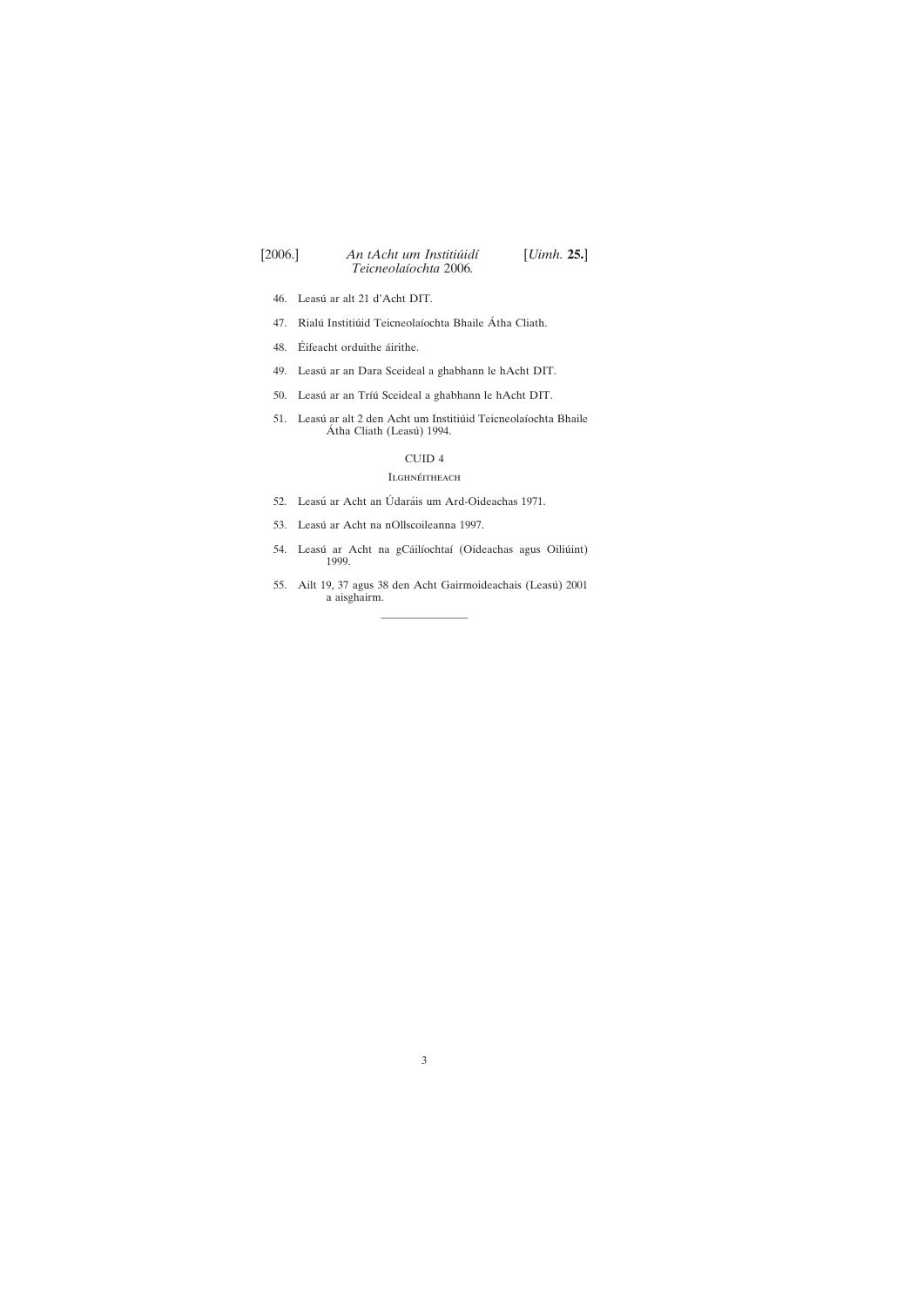46. Leasú ar alt 21 d'Acht DIT.

47. Rialú Institiúid Teicneolaíochta Bhaile Átha Cliath.

48. Éifeacht orduithe áirithe.

49. Leasú ar an Dara Sceideal a ghabhann le hAcht DIT.

50. Leasú ar an Tríú Sceideal a ghabhann le hAcht DIT.

51. Leasú ar alt 2 den Acht um Institiúid Teicneolaíochta Bhaile Átha Cliath (Leasú) 1994.

## CUID 4

### Ilghnéitheach

52. Leasú ar Acht an Údaráis um Ard-Oideachas 1971.

53. Leasú ar Acht na nOllscoileanna 1997.

54. Leasú ar Acht na gCáilíochtaí (Oideachas agus Oiliúint) 1999.

55. Ailt 19, 37 agus 38 den Acht Gairmoideachais (Leasú) 2001 a aisghairm.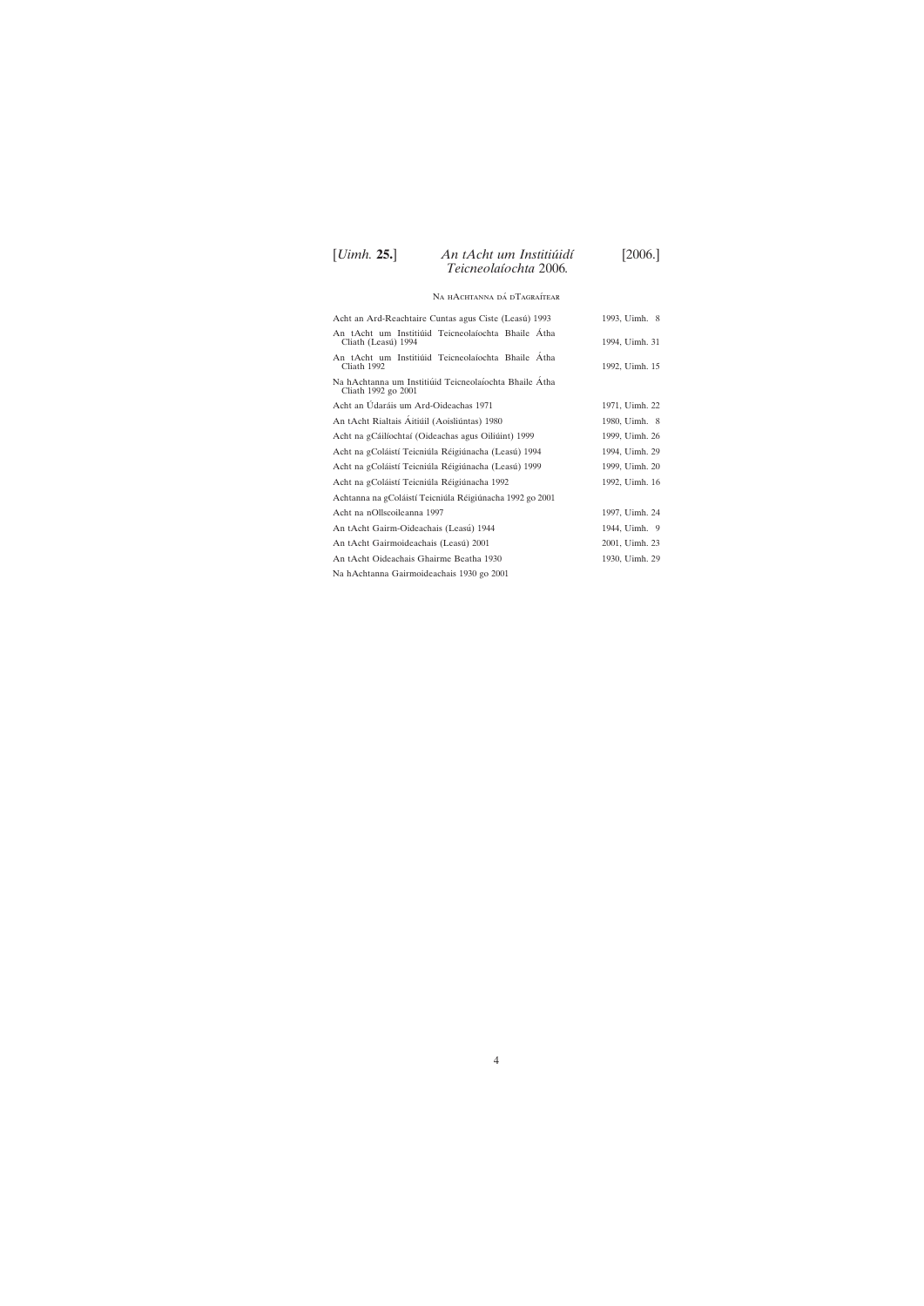## Na hAchtanna dá dTagraítear

| | |
|---|---|
| Acht an Ard-Reachtaire Cuntas agus Ciste (Leasú) 1993 | 1993, Uimh. 8 |
| An tAcht um Institiúid Teicneolaíochta Bhaile Átha Cliath (Leasú) 1994 | 1994, Uimh. 31 |
| An tAcht um Institiúid Teicneolaíochta Bhaile Átha Cliath 1992 | 1992, Uimh. 15 |
| Na hAchtanna um Institiúid Teicneolaíochta Bhaile Átha Cliath 1992 go 2001 | |
| Acht an Údaráis um Ard-Oideachas 1971 | 1971, Uimh. 22 |
| An tAcht Rialtais Áitiúil (Aoisliúntas) 1980 | 1980, Uimh. 8 |
| Acht na gCáilíochtaí (Oideachas agus Oiliúint) 1999 | 1999, Uimh. 26 |
| Acht na gColáistí Teicniúla Réigiúnacha (Leasú) 1994 | 1994, Uimh. 29 |
| Acht na gColáistí Teicniúla Réigiúnacha (Leasú) 1999 | 1999, Uimh. 20 |
| Acht na gColáistí Teicniúla Réigiúnacha 1992 | 1992, Uimh. 16 |
| Achtanna na gColáistí Teicniúla Réigiúnacha 1992 go 2001 | |
| Acht na nOllscoileanna 1997 | 1997, Uimh. 24 |
| An tAcht Gairm-Oideachais (Leasú) 1944 | 1944, Uimh. 9 |
| An tAcht Gairmoideachais (Leasú) 2001 | 2001, Uimh. 23 |
| An tAcht Oideachais Ghairme Beatha 1930 | 1930, Uimh. 29 |
| Na hAchtanna Gairmoideachais 1930 go 2001 | |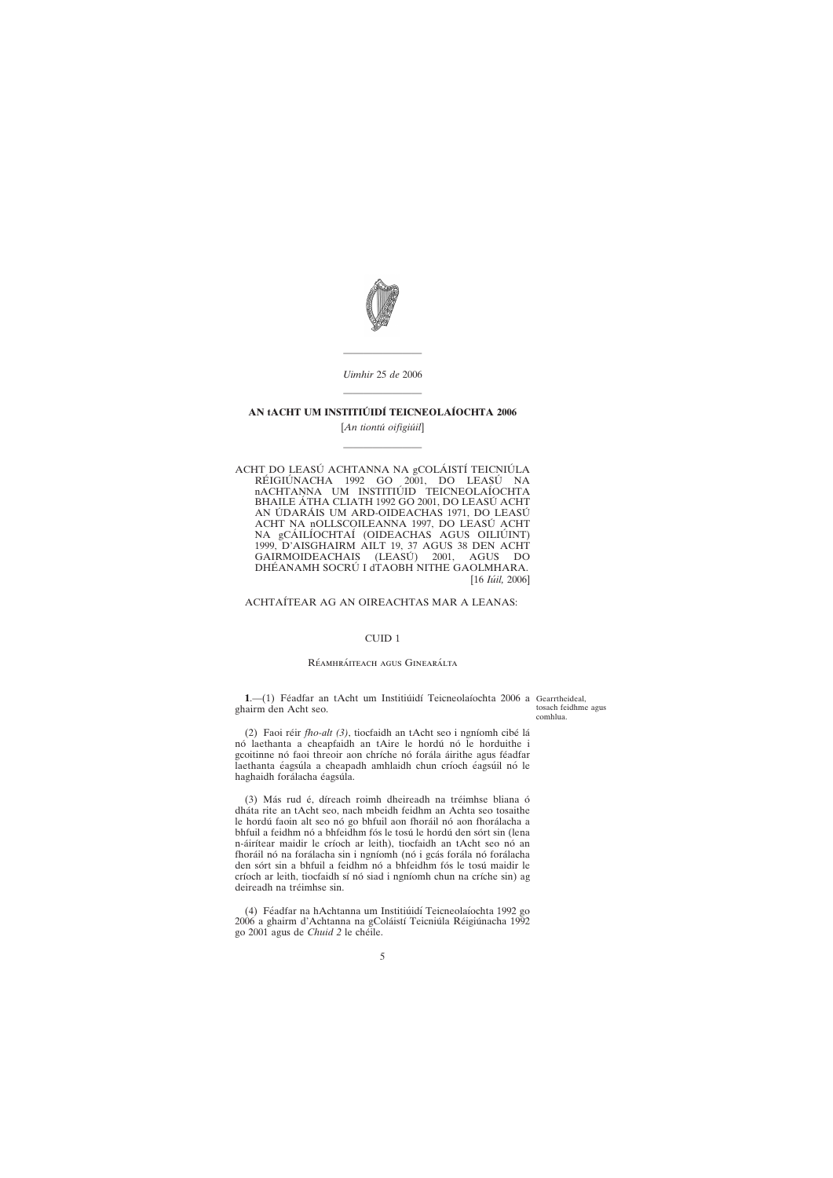*Uimhir* 25 *de* 2006

# AN tACHT UM INSTITIÚIDÍ TEICNEOLAÍOCHTA 2006

[*An tiontú oifigiúil*]

ACHT DO LEASÚ ACHTANNA NA gCOLÁISTÍ TEICNIÚLA RÉIGIÚNACHA 1992 GO 2001, DO LEASÚ NA nACHTANNA UM INSTITIÚID TEICNEOLAÍOCHTA BHAILE ÁTHA CLIATH 1992 GO 2001, DO LEASÚ ACHT AN ÚDARÁIS UM ARD-OIDEACHAS 1971, DO LEASÚ ACHT NA nOLLSCOILEANNA 1997, DO LEASÚ ACHT NA gCÁILÍOCHTAÍ (OIDEACHAS AGUS OILIÚINT) 1999, D'AISGHAIRM AILT 19, 37 AGUS 38 DEN ACHT GAIRMOIDEACHAIS (LEASÚ) 2001, AGUS DO DHÉANAMH SOCRÚ I dTAOBH NITHE GAOLMHARA. [16 *Iúil,* 2006]

ACHTAÍTEAR AG AN OIREACHTAS MAR A LEANAS:

## CUID 1

### Réamhráiteach agus Ginearálta

*Gearrtheideal, tosach feidhme agus comhlua.*

**1**.—(1) Féadfar an tAcht um Institiúidí Teicneolaíochta 2006 a ghairm den Acht seo.

(2) Faoi réir *fho-alt (3)*, tiocfaidh an tAcht seo i ngníomh cibé lá nó laethanta a cheapfaidh an tAire le hordú nó le horduithe i gcoitinne nó faoi threoir aon chríche nó forála áirithe agus féadfar laethanta éagsúla a cheapadh amhlaidh chun críoch éagsúil nó le haghaidh forálacha éagsúla.

(3) Más rud é, díreach roimh dheireadh na tréimhse bliana ó dháta rite an tAcht seo, nach mbeidh feidhm an Achta seo tosaithe le hordú faoin alt seo nó go bhfuil aon fhoráil nó aon fhorálacha a bhfuil a feidhm nó a bhfeidhm fós le tosú le hordú den sórt sin (lena n-áirítear maidir le críoch ar leith), tiocfaidh an tAcht seo nó an fhoráil nó na forálacha sin i ngníomh (nó i gcás forála nó forálacha den sórt sin a bhfuil a feidhm nó a bhfeidhm fós le tosú maidir le críoch ar leith, tiocfaidh sí nó siad i ngníomh chun na críche sin) ag deireadh na tréimhse sin.

(4) Féadfar na hAchtanna um Institiúidí Teicneolaíochta 1992 go 2006 a ghairm d'Achtanna na gColáistí Teicniúla Réigiúnacha 1992 go 2001 agus de *Chuid 2* le chéile.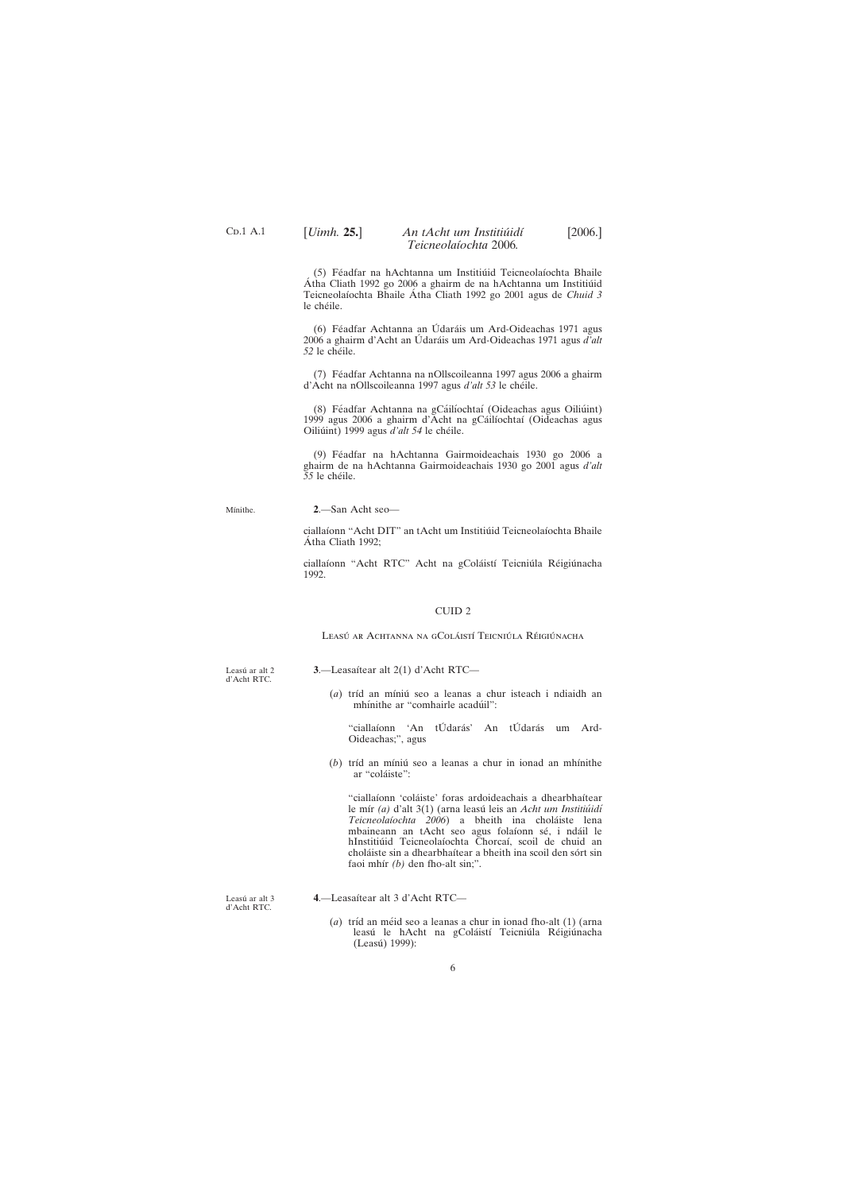(5) Féadfar na hAchtanna um Institiúid Teicneolaíochta Bhaile Átha Cliath 1992 go 2006 a ghairm de na hAchtanna um Institiúid Teicneolaíochta Bhaile Átha Cliath 1992 go 2001 agus de *Chuid 3* le chéile.

(6) Féadfar Achtanna an Údaráis um Ard-Oideachas 1971 agus 2006 a ghairm d'Acht an Údaráis um Ard-Oideachas 1971 agus *d'alt 52* le chéile.

(7) Féadfar Achtanna na nOllscoileanna 1997 agus 2006 a ghairm d'Acht na nOllscoileanna 1997 agus *d'alt 53* le chéile.

(8) Féadfar Achtanna na gCáilíochtaí (Oideachas agus Oiliúint) 1999 agus 2006 a ghairm d'Acht na gCáilíochtaí (Oideachas agus Oiliúint) 1999 agus *d'alt 54* le chéile.

(9) Féadfar na hAchtanna Gairmoideachais 1930 go 2006 a ghairm de na hAchtanna Gairmoideachais 1930 go 2001 agus *d'alt 55* le chéile.

Mínithe.

**2**.—San Acht seo—

ciallaíonn "Acht DIT" an tAcht um Institiúid Teicneolaíochta Bhaile Átha Cliath 1992;

ciallaíonn "Acht RTC" Acht na gColáistí Teicniúla Réigiúnacha 1992.

## CUID 2

### Leasú ar Achtanna na gColáistí Teicniúla Réigiúnacha

Leasú ar alt 2 d'Acht RTC.

**3**.—Leasaítear alt 2(1) d'Acht RTC—

(*a*) tríd an míniú seo a leanas a chur isteach i ndiaidh an mhínithe ar "comhairle acadúil":

"ciallaíonn 'An tÚdarás' An tÚdarás um Ard-Oideachas;", agus

(*b*) tríd an míniú seo a leanas a chur in ionad an mhínithe ar "coláiste":

"ciallaíonn 'coláiste' foras ardoideachais a dhearbhaítear le mír *(a)* d'alt 3(1) (arna leasú leis an *Acht um Institiúidí Teicneolaíochta 2006*) a bheith ina choláiste lena mbaineann an tAcht seo agus folaíonn sé, i ndáil le hInstitiúid Teicneolaíochta Chorcaí, scoil de chuid an choláiste sin a dhearbhaítear a bheith ina scoil den sórt sin faoi mhír *(b)* den fho-alt sin;".

Leasú ar alt 3 d'Acht RTC.

**4**.—Leasaítear alt 3 d'Acht RTC—

(*a*) tríd an méid seo a leanas a chur in ionad fho-alt (1) (arna leasú le hAcht na gColáistí Teicniúla Réigiúnacha (Leasú) 1999):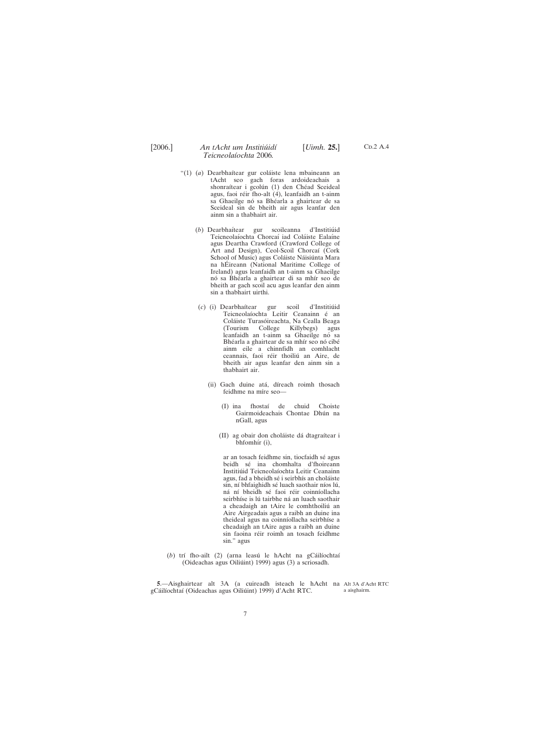"(1) (*a*) Dearbhaítear gur coláiste lena mbaineann an tAcht seo gach foras ardoideachais a shonraítear i gcolún (1) den Chéad Sceideal agus, faoi réir fho-alt (4), leanfaidh an t-ainm sa Ghaeilge nó sa Bhéarla a ghairtear de sa Sceideal sin de bheith air agus leanfar den ainm sin a thabhairt air.

(*b*) Dearbhaítear gur scoileanna d'Institiúid Teicneolaíochta Chorcaí iad Coláiste Ealaíne agus Deartha Crawford (Crawford College of Art and Design), Ceol-Scoil Chorcaí (Cork School of Music) agus Coláiste Náisiúnta Mara na hÉireann (National Maritime College of Ireland) agus leanfaidh an t-ainm sa Ghaeilge nó sa Bhéarla a ghairtear di sa mhír seo de bheith ar gach scoil acu agus leanfar den ainm sin a thabhairt uirthi.

(*c*) (i) Dearbhaítear gur scoil d'Institiúid Teicneolaíochta Leitir Ceanainn é an Coláiste Turasóireachta, Na Cealla Beaga (Tourism College Killybegs) agus leanfaidh an t-ainm sa Ghaeilge nó sa Bhéarla a ghairtear de sa mhír seo nó cibé ainm eile a chinnfidh an comhlacht ceannais, faoi réir thoiliú an Aire, de bheith air agus leanfar den ainm sin a thabhairt air.

(ii) Gach duine atá, díreach roimh thosach feidhme na míre seo—

(I) ina fhostaí de chuid Choiste Gairmoideachais Chontae Dhún na nGall, agus

(II) ag obair don choláiste dá dtagraítear i bhfomhír (i),

ar an tosach feidhme sin, tiocfaidh sé agus beidh sé ina chomhalta d'fhoireann Institiúid Teicneolaíochta Leitir Ceanainn agus, fad a bheidh sé i seirbhís an choláiste sin, ní bhfaighidh sé luach saothair níos lú, ná ní bheidh sé faoi réir coinníollacha seirbhíse is lú tairbhe ná an luach saothair a cheadaigh an tAire le comhthoiliú an Aire Airgeadais agus a raibh an duine ina theideal agus na coinníollacha seirbhíse a cheadaigh an tAire agus a raibh an duine sin faoina réir roimh an tosach feidhme sin." agus

(*b*) trí fho-ailt (2) (arna leasú le hAcht na gCáilíochtaí (Oideachas agus Oiliúint) 1999) agus (3) a scriosadh.

**5**.—Aisghairtear alt 3A (a cuireadh isteach le hAcht na gCáilíochtaí (Oideachas agus Oiliúint) 1999) d'Acht RTC.

Alt 3A d'Acht RTC a aisghairm.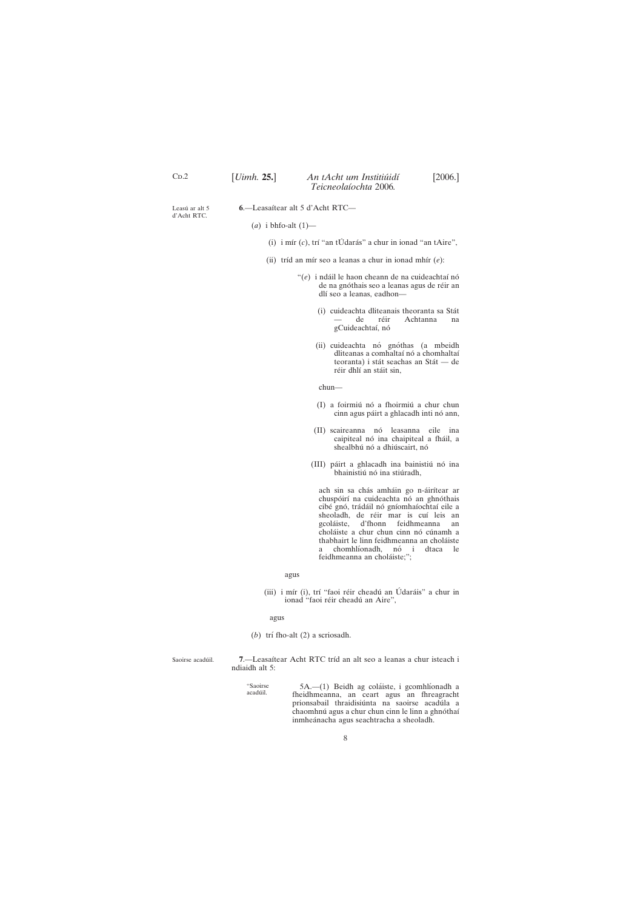Leasú ar alt 5 d'Acht RTC.

**6**.—Leasaítear alt 5 d'Acht RTC—

(*a*) i bhfo-alt (1)—

(i) i mír (*c*), trí "an tÚdarás" a chur in ionad "an tAire",

(ii) tríd an mír seo a leanas a chur in ionad mhír (*e*):

"(*e*) i ndáil le haon cheann de na cuideachtaí nó de na gnóthais seo a leanas agus de réir an dlí seo a leanas, eadhon—

(i) cuideachta dliteanais theoranta sa Stát — de réir Achtanna na gCuideachtaí, nó

(ii) cuideachta nó gnóthas (a mbeidh dliteanas a comhaltaí nó a chomhaltaí teoranta) i stát seachas an Stát — de réir dhlí an stáit sin,

chun—

(I) a foirmiú nó a fhoirmiú a chur chun cinn agus páirt a ghlacadh inti nó ann,

(II) scaireanna nó leasanna eile ina caipiteal nó ina chaipiteal a fháil, a shealbhú nó a dhiúscairt, nó

(III) páirt a ghlacadh ina bainistiú nó ina bhainistiú nó ina stiúradh,

ach sin sa chás amháin go n-áirítear ar chuspóirí na cuideachta nó an ghnóthais cibé gnó, trádáil nó gníomhaíochtaí eile a sheoladh, de réir mar is cuí leis an gcoláiste, d'fhonn feidhmeanna an choláiste a chur chun cinn nó cúnamh a thabhairt le linn feidhmeanna an choláiste a chomhlíonadh, nó i dtaca le feidhmeanna an choláiste;";

agus

(iii) i mír (i), trí "faoi réir cheadú an Údaráis" a chur in ionad "faoi réir cheadú an Aire",

agus

(*b*) trí fho-alt (2) a scriosadh.

Saoirse acadúil.

**7**.—Leasaítear Acht RTC tríd an alt seo a leanas a chur isteach i ndiaidh alt 5:

"Saoirse acadúil.

5A.—(1) Beidh ag coláiste, i gcomhlíonadh a fheidhmeanna, an ceart agus an fhreagracht prionsabail thraidisiúnta na saoirse acadúla a chaomhnú agus a chur chun cinn le linn a ghnóthaí inmheánacha agus seachtracha a sheoladh.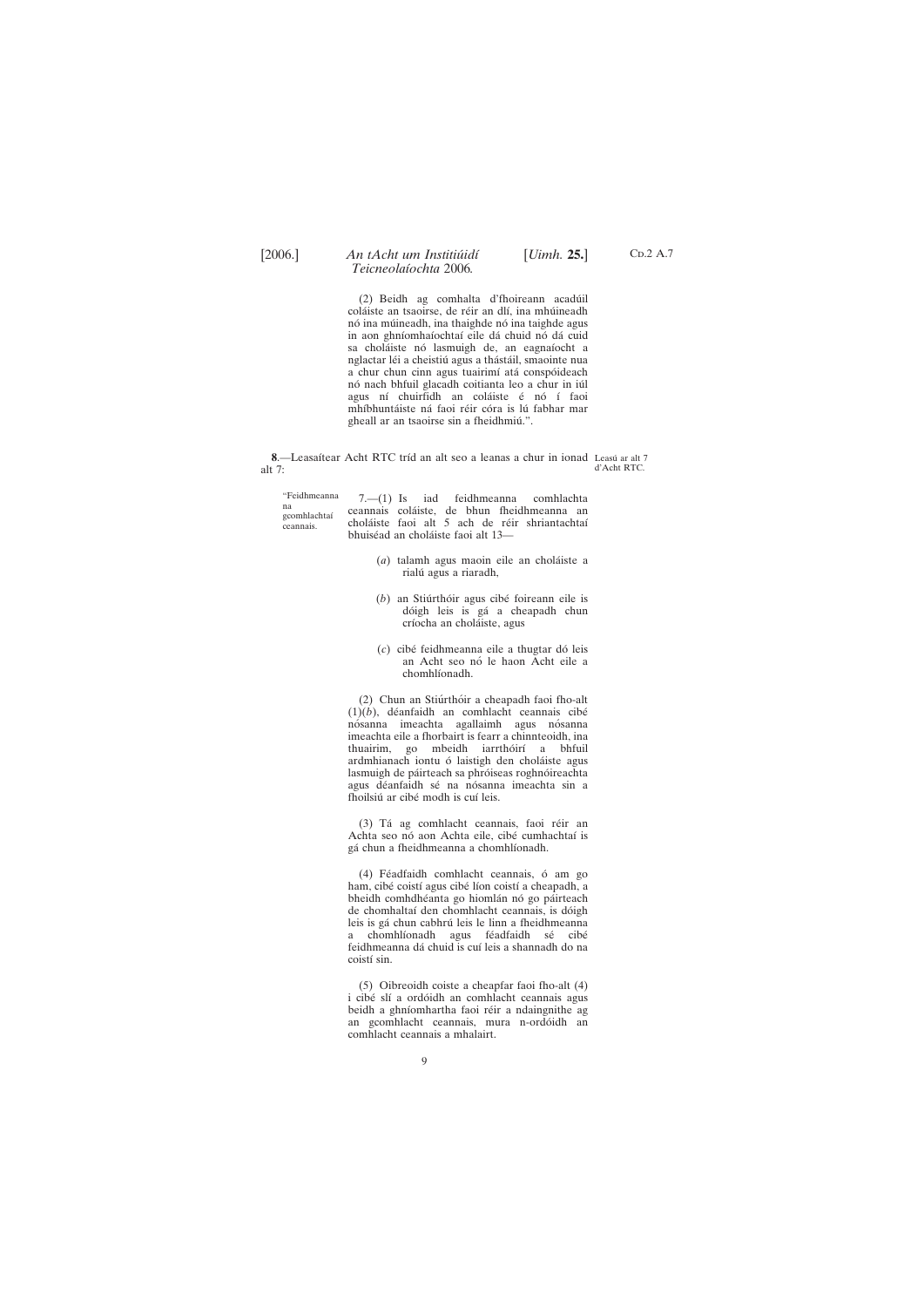(2) Beidh ag comhalta d'fhoireann acadúil coláiste an tsaoirse, de réir an dlí, ina mhúineadh nó ina múineadh, ina thaighde nó ina taighde agus in aon ghníomhaíochtaí eile dá chuid nó dá cuid sa choláiste nó lasmuigh de, an eagnaíocht a nglactar léi a cheistiú agus a thástáil, smaointe nua a chur chun cinn agus tuairimí atá conspóideach nó nach bhfuil glacadh coitianta leo a chur in iúl agus ní chuirfidh an coláiste é nó í faoi mhíbhuntáiste ná faoi réir córa is lú fabhar mar gheall ar an tsaoirse sin a fheidhmiú.".

**8**.—Leasaítear Acht RTC tríd an alt seo a leanas a chur in ionad alt 7:

*Leasú ar alt 7 d'Acht RTC.*

"*Feidhmeanna na gcomhlachtaí ceannais.*

7.—(1) Is iad feidhmeanna comhlachta ceannais coláiste, de bhun fheidhmeanna an choláiste faoi alt 5 ach de réir shriantachtaí bhuiséad an choláiste faoi alt 13—

(*a*) talamh agus maoin eile an choláiste a rialú agus a riaradh,

(*b*) an Stiúrthóir agus cibé foireann eile is dóigh leis is gá a cheapadh chun críocha an choláiste, agus

(*c*) cibé feidhmeanna eile a thugtar dó leis an Acht seo nó le haon Acht eile a chomhlíonadh.

(2) Chun an Stiúrthóir a cheapadh faoi fho-alt (1)(*b*), déanfaidh an comhlacht ceannais cibé nósanna imeachta agallaimh agus nósanna imeachta eile a fhorbairt is fearr a chinnteoidh, ina thuairim, go mbeidh iarrthóirí a bhfuil ardmhianach iontu ó laistigh den choláiste agus lasmuigh de páirteach sa phróiseas roghnóireachta agus déanfaidh sé na nósanna imeachta sin a fhoilsiú ar cibé modh is cuí leis.

(3) Tá ag comhlacht ceannais, faoi réir an Achta seo nó aon Achta eile, cibé cumhachtaí is gá chun a fheidhmeanna a chomhlíonadh.

(4) Féadfaidh comhlacht ceannais, ó am go ham, cibé coistí agus cibé líon coistí a cheapadh, a bheidh comhdhéanta go hiomlán nó go páirteach de chomhaltaí den chomhlacht ceannais, is dóigh leis is gá chun cabhrú leis le linn a fheidhmeanna a chomhlíonadh agus féadfaidh sé cibé feidhmeanna dá chuid is cuí leis a shannadh do na coistí sin.

(5) Oibreoidh coiste a cheapfar faoi fho-alt (4) i cibé slí a ordóidh an comhlacht ceannais agus beidh a ghníomhartha faoi réir a ndaingnithe ag an gcomhlacht ceannais, mura n-ordóidh an comhlacht ceannais a mhalairt.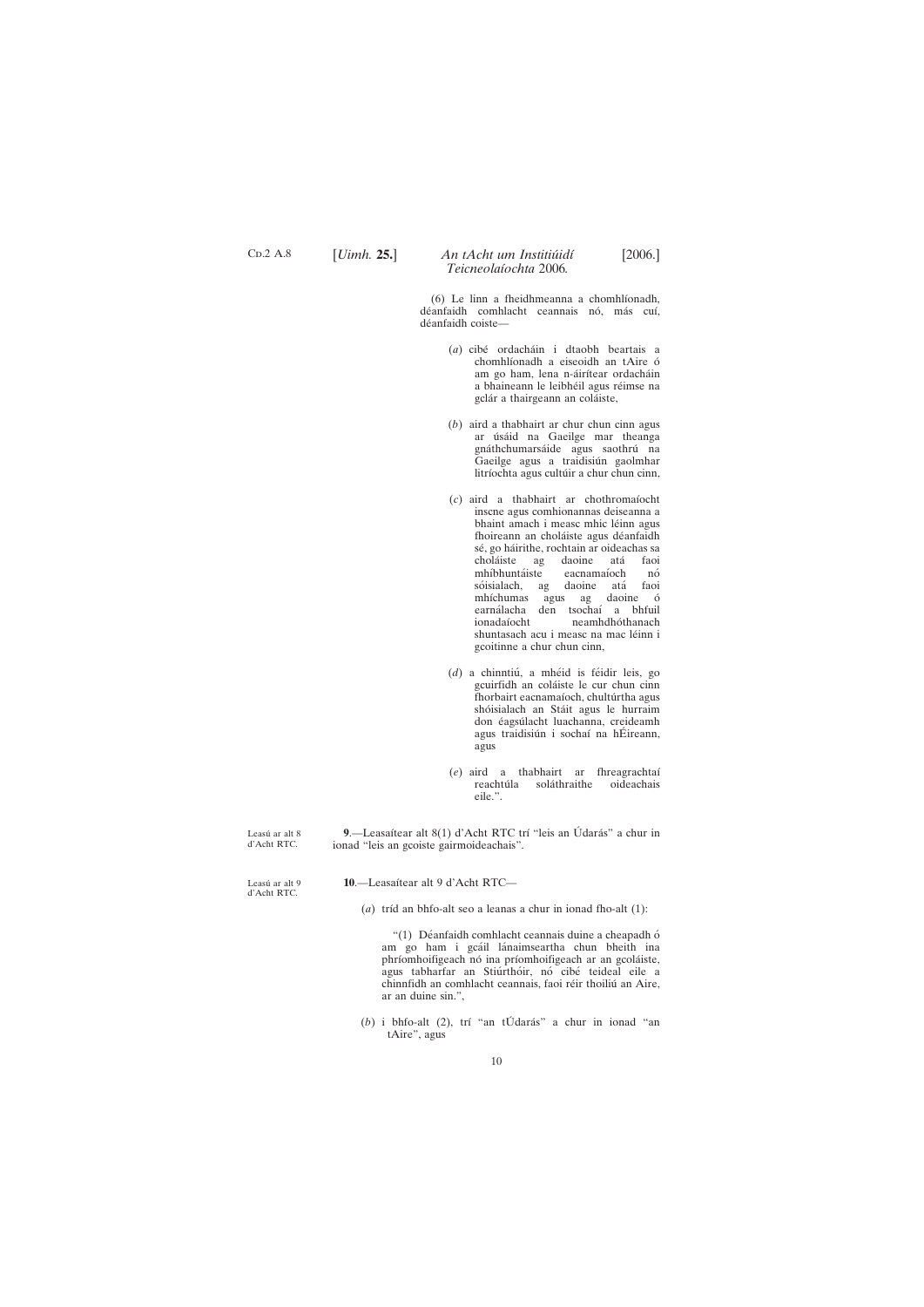(6) Le linn a fheidhmeanna a chomhlíonadh, déanfaidh comhlacht ceannais nó, más cuí, déanfaidh coiste—

(*a*) cibé ordacháin i dtaobh beartais a chomhlíonadh a eiseoidh an tAire ó am go ham, lena n-áirítear ordacháin a bhaineann le leibhéil agus réimse na gclár a thairgeann an coláiste,

(*b*) aird a thabhairt ar chur chun cinn agus ar úsáid na Gaeilge mar theanga gnáthchumarsáide agus saothrú na Gaeilge agus a traidisiún gaolmhar litríochta agus cultúir a chur chun cinn,

(*c*) aird a thabhairt ar chothromaíocht inscne agus comhionannas deiseanna a bhaint amach i measc mhic léinn agus fhoireann an choláiste agus déanfaidh sé, go háirithe, rochtain ar oideachas sa choláiste ag daoine atá faoi mhíbhuntáiste eacnamaíoch nó sóisialach, ag daoine atá faoi mhíchumas agus ag daoine ó earnálacha den tsochaí a bhfuil ionadaíocht neamhdhóthanach shuntasach acu i measc na mac léinn i gcoitinne a chur chun cinn,

(*d*) a chinntiú, a mhéid is féidir leis, go gcuirfidh an coláiste le cur chun cinn fhorbairt eacnamaíoch, chultúrtha agus shóisialach an Stáit agus le hurraim don éagsúlacht luachanna, creideamh agus traidisiún i sochaí na hÉireann, agus

(*e*) aird a thabhairt ar fhreagrachtaí reachtúla soláthraithe oideachais eile.".

Leasú ar alt 8 d'Acht RTC.

**9**.—Leasaítear alt 8(1) d'Acht RTC trí "leis an Údarás" a chur in ionad "leis an gcoiste gairmoideachais".

Leasú ar alt 9 d'Acht RTC.

**10**.—Leasaítear alt 9 d'Acht RTC—

(*a*) tríd an bhfo-alt seo a leanas a chur in ionad fho-alt (1):

"(1) Déanfaidh comhlacht ceannais duine a cheapadh ó am go ham i gcáil lánaimseartha chun bheith ina phríomhoifigeach nó ina príomhoifigeach ar an gcoláiste, agus tabharfar an Stiúrthóir, nó cibé teideal eile a chinnfidh an comhlacht ceannais, faoi réir thoiliú an Aire, ar an duine sin.",

(*b*) i bhfo-alt (2), trí "an tÚdarás" a chur in ionad "an tAire", agus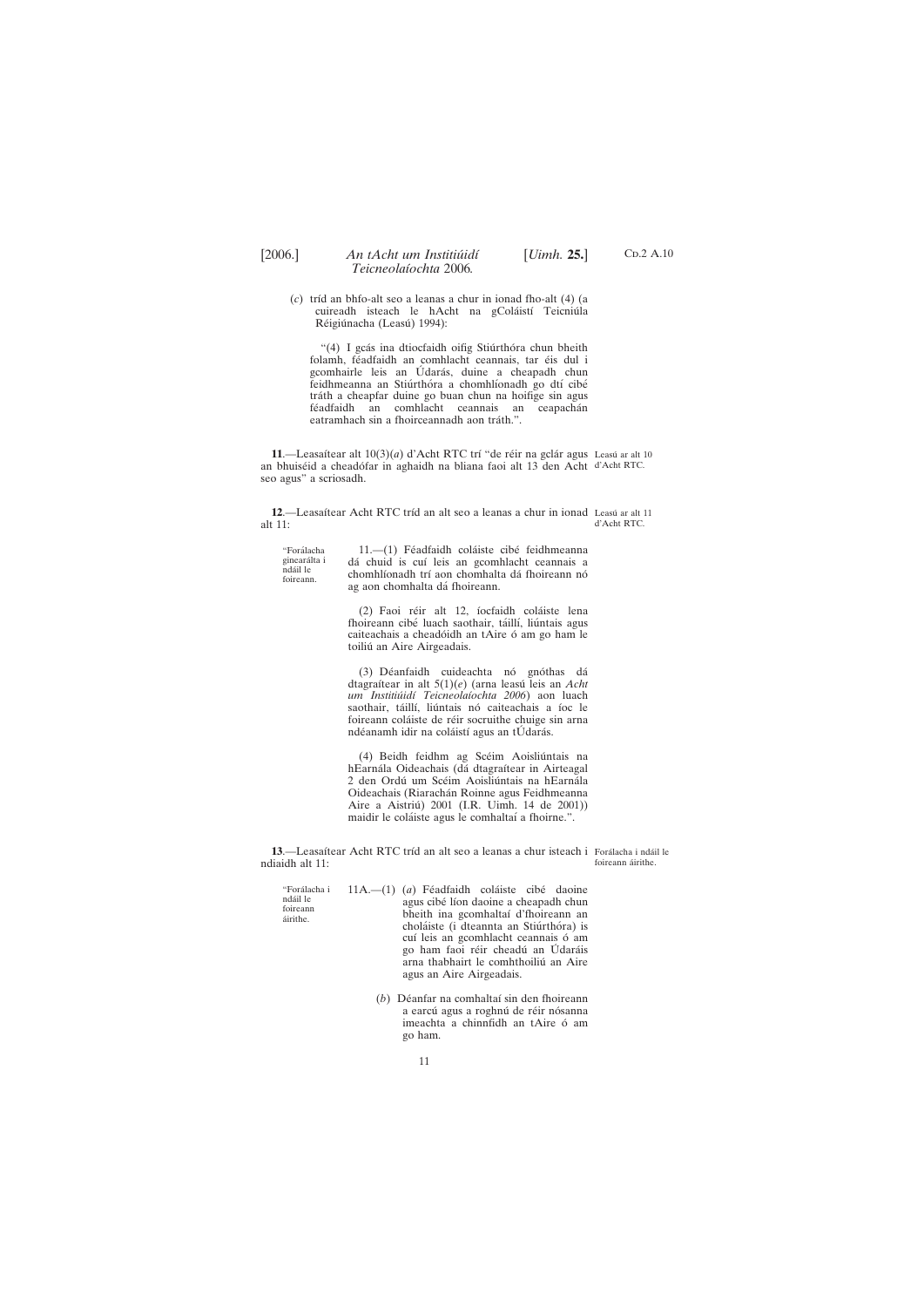(*c*) tríd an bhfo-alt seo a leanas a chur in ionad fho-alt (4) (a cuireadh isteach le hAcht na gColáistí Teicniúla Réigiúnacha (Leasú) 1994):

"(4) I gcás ina dtiocfaidh oifig Stiúrthóra chun bheith folamh, féadfaidh an comhlacht ceannais, tar éis dul i gcomhairle leis an Údarás, duine a cheapadh chun feidhmeanna an Stiúrthóra a chomhlíonadh go dtí cibé tráth a cheapfar duine go buan chun na hoifige sin agus féadfaidh an comhlacht ceannais an ceapachán eatramhach sin a fhoirceannadh aon tráth.".

Leasú ar alt 10 d'Acht RTC.

**11**.—Leasaítear alt 10(3)(*a*) d'Acht RTC trí "de réir na gclár agus an bhuiséid a cheadófar in aghaidh na bliana faoi alt 13 den Acht seo agus" a scriosadh.

Leasú ar alt 11 d'Acht RTC.

**12**.—Leasaítear Acht RTC tríd an alt seo a leanas a chur in ionad alt 11:

"Forálacha ginearálta i ndáil le foireann.

11.—(1) Féadfaidh coláiste cibé feidhmeanna dá chuid is cuí leis an gcomhlacht ceannais a chomhlíonadh trí aon chomhalta dá fhoireann nó ag aon chomhalta dá fhoireann.

(2) Faoi réir alt 12, íocfaidh coláiste lena fhoireann cibé luach saothair, táillí, liúntais agus caiteachais a cheadóidh an tAire ó am go ham le toiliú an Aire Airgeadais.

(3) Déanfaidh cuideachta nó gnóthas dá dtagraítear in alt 5(1)(*e*) (arna leasú leis an *Acht um Institiúidí Teicneolaíochta 2006*) aon luach saothair, táillí, liúntais nó caiteachais a íoc le foireann coláiste de réir socruithe chuige sin arna ndéanamh idir na coláistí agus an tÚdarás.

(4) Beidh feidhm ag Scéim Aoisliúntais na hEarnála Oideachais (dá dtagraítear in Airteagal 2 den Ordú um Scéim Aoisliúntais na hEarnála Oideachais (Riarachán Roinne agus Feidhmeanna Aire a Aistriú) 2001 (I.R. Uimh. 14 de 2001)) maidir le coláiste agus le comhaltaí a fhoirne.".

Forálacha i ndáil le foireann áirithe.

**13**.—Leasaítear Acht RTC tríd an alt seo a leanas a chur isteach i ndiaidh alt 11:

"Forálacha i ndáil le foireann áirithe.

11A.—(1) (*a*) Féadfaidh coláiste cibé daoine agus cibé líon daoine a cheapadh chun bheith ina gcomhaltaí d'fhoireann an choláiste (i dteannta an Stiúrthóra) is cuí leis an gcomhlacht ceannais ó am go ham faoi réir cheadú an Údaráis arna thabhairt le comhthoiliú an Aire agus an Aire Airgeadais.

(*b*) Déanfar na comhaltaí sin den fhoireann a earcú agus a roghnú de réir nósanna imeachta a chinnfidh an tAire ó am go ham.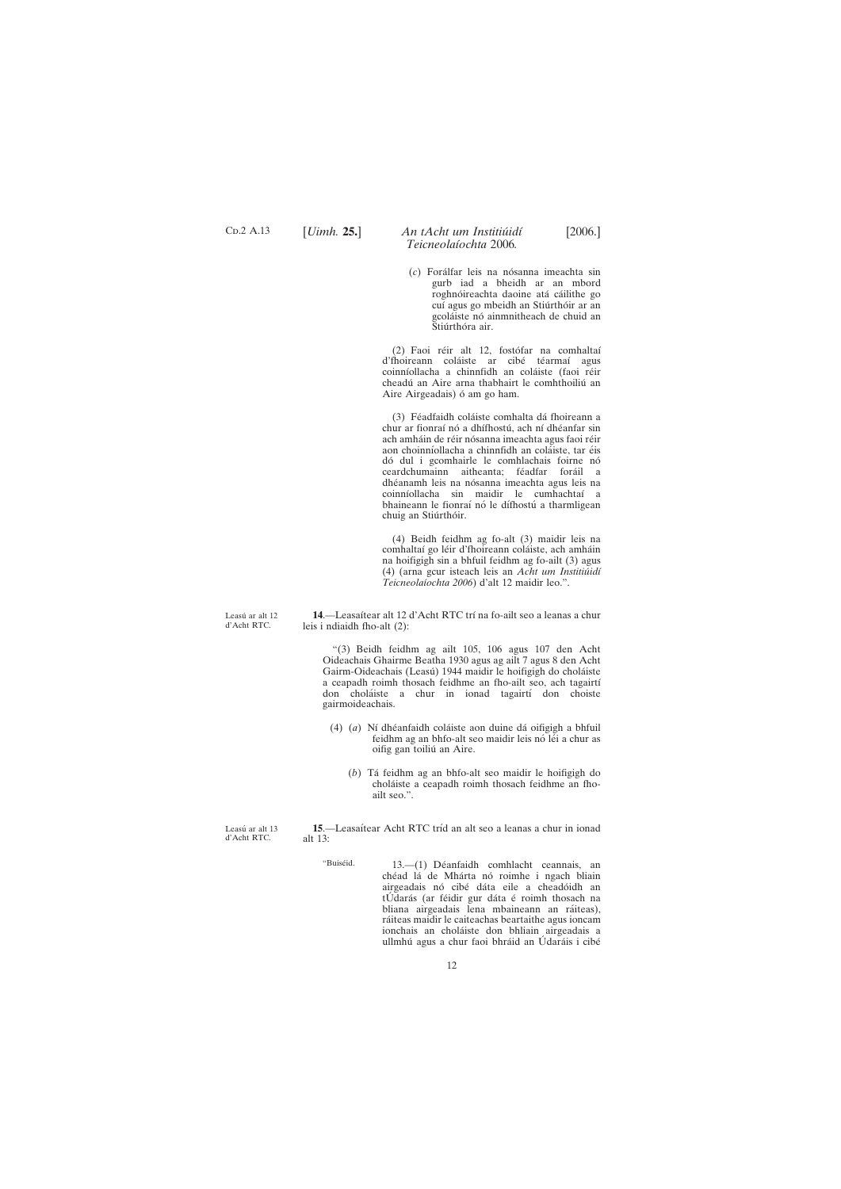(*c*) Forálfar leis na nósanna imeachta sin gurb iad a bheidh ar an mbord roghnóireachta daoine atá cáilithe go cuí agus go mbeidh an Stiúrthóir ar an gcoláiste nó ainmnitheach de chuid an Stiúrthóra air.

(2) Faoi réir alt 12, fostófar na comhaltaí d'fhoireann coláiste ar cibé téarmaí agus coinníollacha a chinnfidh an coláiste (faoi réir cheadú an Aire arna thabhairt le comhthoiliú an Aire Airgeadais) ó am go ham.

(3) Féadfaidh coláiste comhalta dá fhoireann a chur ar fionraí nó a dhífhostú, ach ní dhéanfar sin ach amháin de réir nósanna imeachta agus faoi réir aon choinníollacha a chinnfidh an coláiste, tar éis dó dul i gcomhairle le comhlachais foirne nó ceardchumainn aitheanta; féadfar foráil a dhéanamh leis na nósanna imeachta agus leis na coinníollacha sin maidir le cumhachtaí a bhaineann le fionraí nó le dífhostú a tharmligean chuig an Stiúrthóir.

(4) Beidh feidhm ag fo-alt (3) maidir leis na comhaltaí go léir d'fhoireann coláiste, ach amháin na hoifigigh sin a bhfuil feidhm ag fo-ailt (3) agus (4) (arna gcur isteach leis an *Acht um Institiúidí Teicneolaíochta 2006*) d'alt 12 maidir leo.".

Leasú ar alt 12 d'Acht RTC.

**14**.—Leasaítear alt 12 d'Acht RTC trí na fo-ailt seo a leanas a chur leis i ndiaidh fho-alt (2):

"(3) Beidh feidhm ag ailt 105, 106 agus 107 den Acht Oideachais Ghairme Beatha 1930 agus ag ailt 7 agus 8 den Acht Gairm-Oideachais (Leasú) 1944 maidir le hoifigigh do choláiste a ceapadh roimh thosach feidhme an fho-ailt seo, ach tagairtí don choláiste a chur in ionad tagairtí don choiste gairmoideachais.

(4) (*a*) Ní dhéanfaidh coláiste aon duine dá oifigigh a bhfuil feidhm ag an bhfo-alt seo maidir leis nó léi a chur as oifig gan toiliú an Aire.

(*b*) Tá feidhm ag an bhfo-alt seo maidir le hoifigigh do choláiste a ceapadh roimh thosach feidhme an fho-ailt seo.".

Leasú ar alt 13 d'Acht RTC.

**15**.—Leasaítear Acht RTC tríd an alt seo a leanas a chur in ionad alt 13:

"Buiséid.

13.—(1) Déanfaidh comhlacht ceannais, an chéad lá de Mhárta nó roimhe i ngach bliain airgeadais nó cibé dáta eile a cheadóidh an tÚdarás (ar féidir gur dáta é roimh thosach na bliana airgeadais lena mbaineann an ráiteas), ráiteas maidir le caiteachas beartaithe agus ioncam ionchais an choláiste don bhliain airgeadais a ullmhú agus a chur faoi bhráid an Údaráis i cibé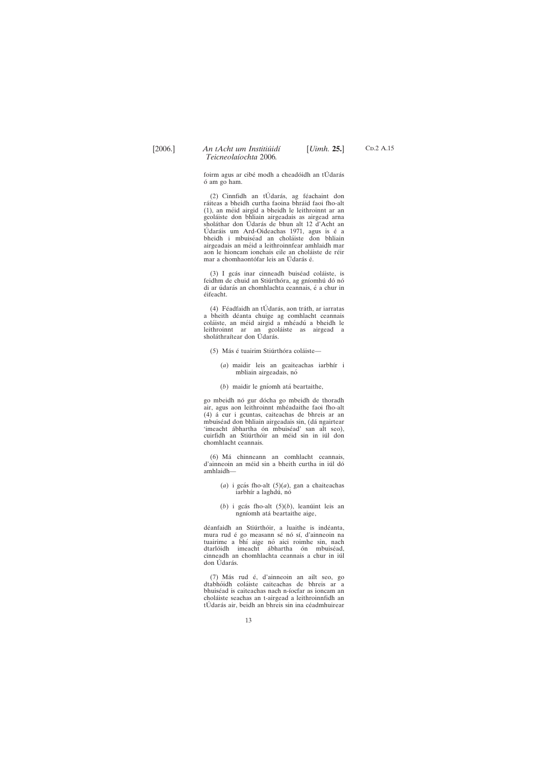foirm agus ar cibé modh a cheadóidh an tÚdarás ó am go ham.

(2) Cinnfidh an tÚdarás, ag féachaint don ráiteas a bheidh curtha faoina bhráid faoi fho-alt (1), an méid airgid a bheidh le leithroinnt ar an gcoláiste don bhliain airgeadais as airgead arna sholáthar don Údarás de bhun alt 12 d'Acht an Údaráis um Ard-Oideachas 1971, agus is é a bheidh i mbuiséad an choláiste don bhliain airgeadais an méid a leithroinnfear amhlaidh mar aon le hioncam ionchais eile an choláiste de réir mar a chomhaontófar leis an Údarás é.

(3) I gcás inar cinneadh buiséad coláiste, is feidhm de chuid an Stiúrthóra, ag gníomhú dó nó di ar údarás an chomhlachta ceannais, é a chur in éifeacht.

(4) Féadfaidh an tÚdarás, aon tráth, ar iarratas a bheith déanta chuige ag comhlacht ceannais coláiste, an méid airgid a mhéadú a bheidh le leithroinnt ar an gcoláiste as airgead a sholáthraítear don Údarás.

(5) Más é tuairim Stiúrthóra coláiste—

(*a*) maidir leis an gcaiteachas iarbhír i mbliain airgeadais, nó

(*b*) maidir le gníomh atá beartaithe,

go mbeidh nó gur dócha go mbeidh de thoradh air, agus aon leithroinnt mhéadaithe faoi fho-alt (4) á cur i gcuntas, caiteachas de bhreis ar an mbuiséad don bhliain airgeadais sin, (dá ngairtear 'imeacht ábhartha ón mbuiséad' san alt seo), cuirfidh an Stiúrthóir an méid sin in iúl don chomhlacht ceannais.

(6) Má chinneann an comhlacht ceannais, d'ainneoin an méid sin a bheith curtha in iúl dó amhlaidh—

(*a*) i gcás fho-alt (5)(*a*), gan a chaiteachas iarbhír a laghdú, nó

(*b*) i gcás fho-alt (5)(*b*), leanúint leis an ngníomh atá beartaithe aige,

déanfaidh an Stiúrthóir, a luaithe is indéanta, mura rud é go measann sé nó sí, d'ainneoin na tuairime a bhí aige nó aici roimhe sin, nach dtarlóidh imeacht ábhartha ón mbuiséad, cinneadh an chomhlachta ceannais a chur in iúl don Údarás.

(7) Más rud é, d'ainneoin an ailt seo, go dtabhóidh coláiste caiteachas de bhreis ar a bhuiséad is caiteachas nach n-íocfar as ioncam an choláiste seachas an t-airgead a leithroinnfidh an tÚdarás air, beidh an bhreis sin ina céadmhuirear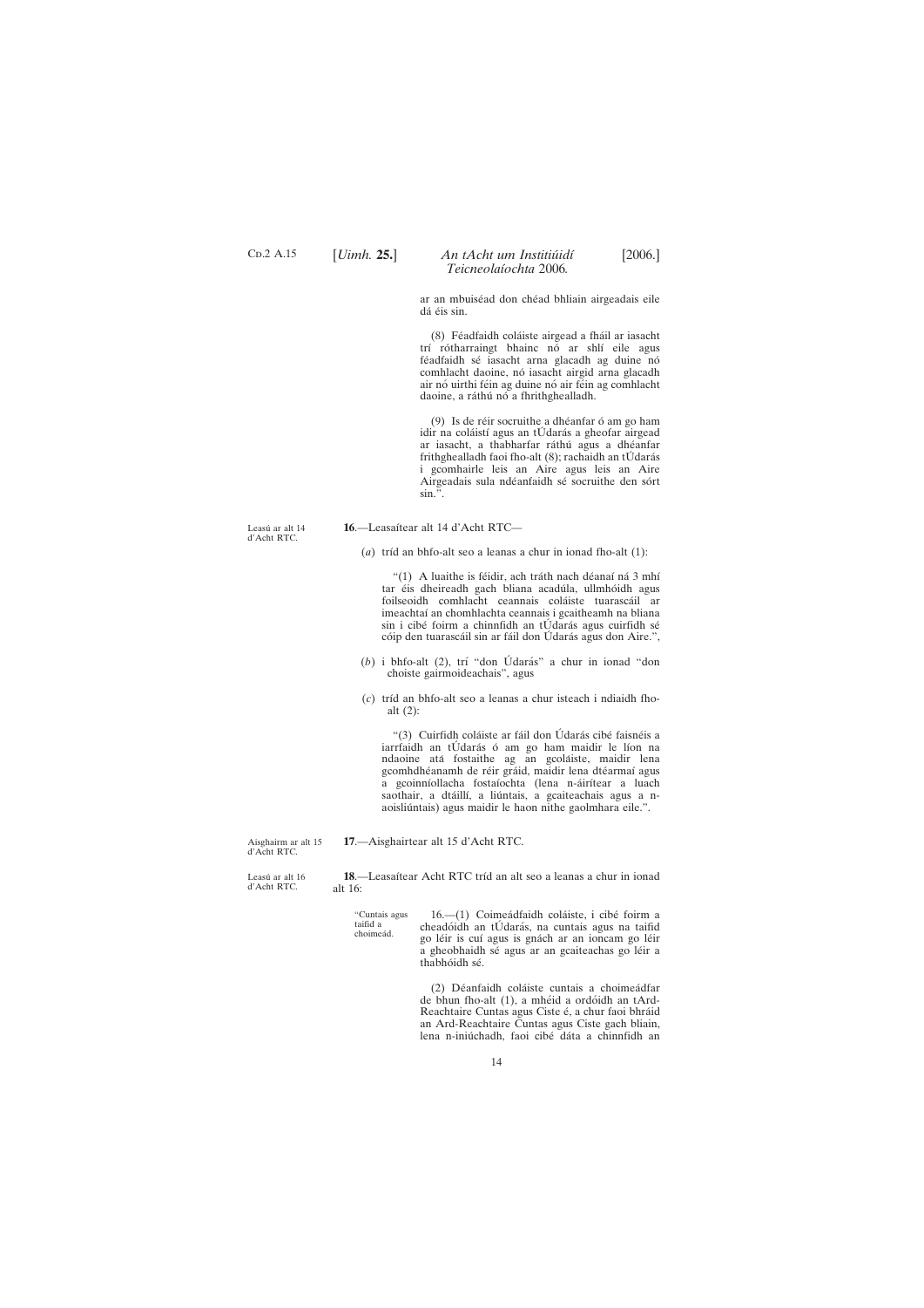ar an mbuiséad don chéad bhliain airgeadais eile dá éis sin.

(8) Féadfaidh coláiste airgead a fháil ar iasacht trí rótharraingt bhainc nó ar shlí eile agus féadfaidh sé iasacht arna glacadh ag duine nó comhlacht daoine, nó iasacht airgid arna glacadh air nó uirthi féin ag duine nó air féin ag comhlacht daoine, a ráthú nó a fhrithghealladh.

(9) Is de réir socruithe a dhéanfar ó am go ham idir na coláistí agus an tÚdarás a gheofar airgead ar iasacht, a thabharfar ráthú agus a dhéanfar frithghealladh faoi fho-alt (8); rachaidh an tÚdarás i gcomhairle leis an Aire agus leis an Aire Airgeadais sula ndéanfaidh sé socruithe den sórt sin.”.

Leasú ar alt 14 d'Acht RTC.

**16**.—Leasaítear alt 14 d'Acht RTC—

(*a*) tríd an bhfo-alt seo a leanas a chur in ionad fho-alt (1):

“(1) A luaithe is féidir, ach tráth nach déanaí ná 3 mhí tar éis dheireadh gach bliana acadúla, ullmhóidh agus foilseoidh comhlacht ceannais coláiste tuarascáil ar imeachtaí an chomhlachta ceannais i gcaitheamh na bliana sin i cibé foirm a chinnfidh an tÚdarás agus cuirfidh sé cóip den tuarascáil sin ar fáil don Údarás agus don Aire.”,

(*b*) i bhfo-alt (2), trí “don Údarás” a chur in ionad “don choiste gairmoideachais”, agus

(*c*) tríd an bhfo-alt seo a leanas a chur isteach i ndiaidh fho-alt (2):

“(3) Cuirfidh coláiste ar fáil don Údarás cibé faisnéis a iarrfaidh an tÚdarás ó am go ham maidir le líon na ndaoine atá fostaithe ag an gcoláiste, maidir lena gcomhdhéanamh de réir gráid, maidir lena dtéarmaí agus a gcoinníollacha fostaíochta (lena n-áirítear a luach saothair, a dtáillí, a liúntais, a gcaiteachais agus a n-aoisliúntais) agus maidir le haon nithe gaolmhara eile.”.

Aisghairm ar alt 15 d'Acht RTC.

**17**.—Aisghairtear alt 15 d'Acht RTC.

Leasú ar alt 16 d'Acht RTC.

**18**.—Leasaítear Acht RTC tríd an alt seo a leanas a chur in ionad alt 16:

“Cuntais agus taifid a choimeád.

16.—(1) Coimeádfaidh coláiste, i cibé foirm a cheadóidh an tÚdarás, na cuntais agus na taifid go léir is cuí agus is gnách ar an ioncam go léir a gheobhaidh sé agus ar an gcaiteachas go léir a thabhóidh sé.

(2) Déanfaidh coláiste cuntais a choimeádfar de bhun fho-alt (1), a mhéid a ordóidh an tArd-Reachtaire Cuntas agus Ciste é, a chur faoi bhráid an Ard-Reachtaire Cuntas agus Ciste gach bliain, lena n-iniúchadh, faoi cibé dáta a chinnfidh an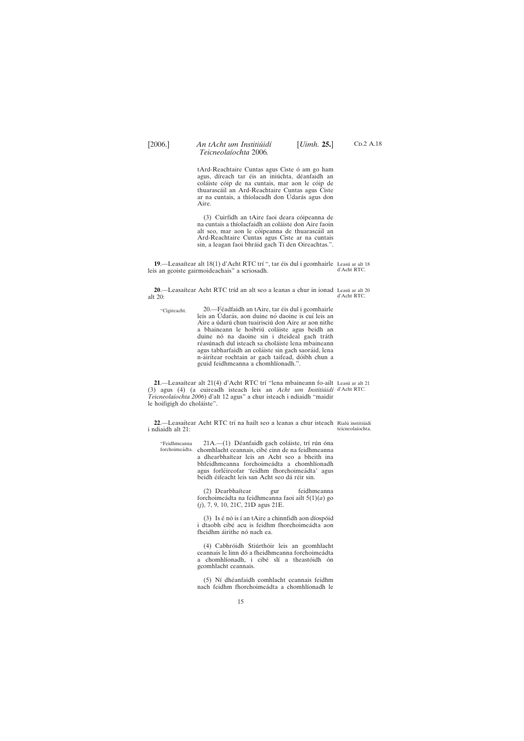tArd-Reachtaire Cuntas agus Ciste ó am go ham agus, díreach tar éis an iniúchta, déanfaidh an coláiste cóip de na cuntais, mar aon le cóip de thuarascáil an Ard-Reachtaire Cuntas agus Ciste ar na cuntais, a thíolacadh don Údarás agus don Aire.

(3) Cuirfidh an tAire faoi deara cóipeanna de na cuntais a thíolacfaidh an coláiste don Aire faoin alt seo, mar aon le cóipeanna de thuarascáil an Ard-Reachtaire Cuntas agus Ciste ar na cuntais sin, a leagan faoi bhráid gach Tí den Oireachtas.".

**19**.—Leasaítear alt 18(1) d'Acht RTC trí ", tar éis dul i gcomhairle leis an gcoiste gairmoideachais" a scriosadh.

Leasú ar alt 18 d'Acht RTC.

**20**.—Leasaítear Acht RTC tríd an alt seo a leanas a chur in ionad alt 20:

Leasú ar alt 20 d'Acht RTC.

"Cigireacht.

20.—Féadfaidh an tAire, tar éis dul i gcomhairle leis an Údarás, aon duine nó daoine is cuí leis an Aire a údarú chun tuairisciú don Aire ar aon nithe a bhaineann le hoibriú coláiste agus beidh an duine nó na daoine sin i dteideal gach tráth réasúnach dul isteach sa choláiste lena mbaineann agus tabharfaidh an coláiste sin gach saoráid, lena n-áirítear rochtain ar gach taifead, dóibh chun a gcuid feidhmeanna a chomhlíonadh.".

**21**.—Leasaítear alt 21(4) d'Acht RTC trí "lena mbaineann fo-ailt (3) agus (4) (a cuireadh isteach leis an *Acht um Institiúidí Teicneolaíochta 2006*) d'alt 12 agus" a chur isteach i ndiaidh "maidir le hoifigigh do choláiste".

Leasú ar alt 21 d'Acht RTC.

**22**.—Leasaítear Acht RTC trí na hailt seo a leanas a chur isteach i ndiaidh alt 21:

Rialú institiúidí teicneolaíochta.

"Feidhmeanna forchoimeádta.

21A.—(1) Déanfaidh gach coláiste, trí rún óna chomhlacht ceannais, cibé cinn de na feidhmeanna a dhearbhaítear leis an Acht seo a bheith ina bhfeidhmeanna forchoimeádta a chomhlíonadh agus forléireofar 'feidhm fhorchoimeádta' agus beidh éifeacht leis san Acht seo dá réir sin.

(2) Dearbhaítear gur feidhmeanna forchoimeádta na feidhmeanna faoi ailt 5(1)(*a*) go (*j*), 7, 9, 10, 21C, 21D agus 21E.

(3) Is é nó is í an tAire a chinnfidh aon díospóid i dtaobh cibé acu is feidhm fhorchoimeádta aon fheidhm áirithe nó nach ea.

(4) Cabhróidh Stiúrthóir leis an gcomhlacht ceannais le linn dó a fheidhmeanna forchoimeádta a chomhlíonadh, i cibé slí a theastóidh ón gcomhlacht ceannais.

(5) Ní dhéanfaidh comhlacht ceannais feidhm nach feidhm fhorchoimeádta a chomhlíonadh le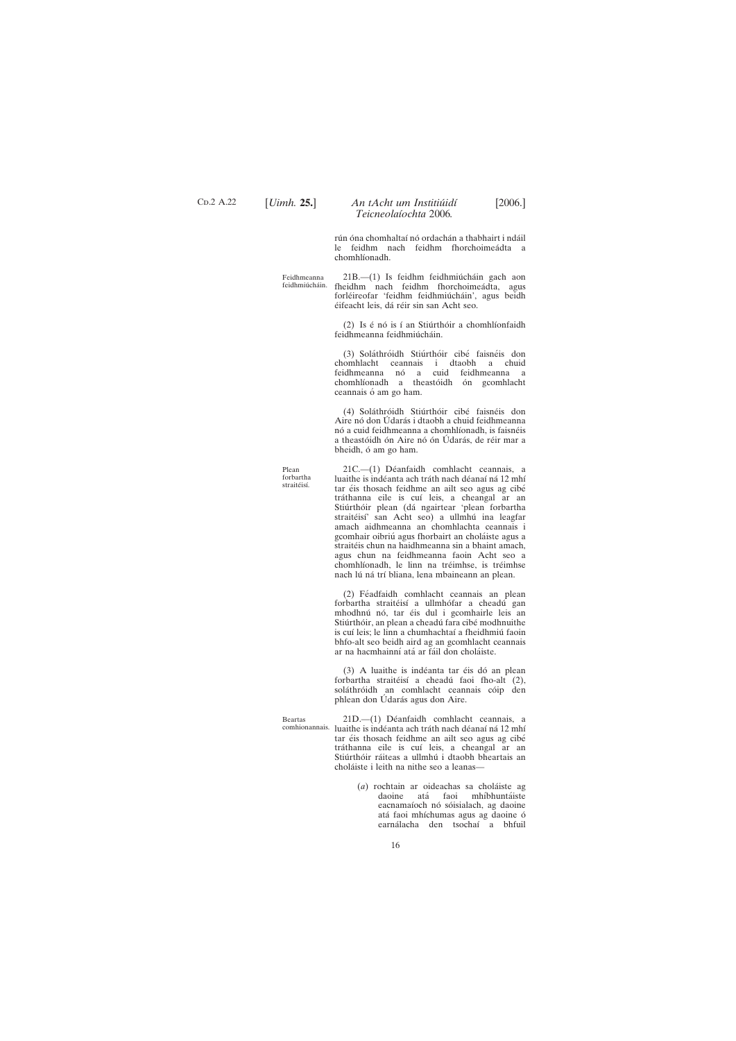rún óna chomhaltaí nó ordachán a thabhairt i ndáil le feidhm nach feidhm fhorchoimeádta a chomhlíonadh.

Feidhmeanna feidhmiúcháin.

21B.—(1) Is feidhm feidhmiúcháin gach aon fheidhm nach feidhm fhorchoimeádta, agus forléireofar 'feidhm feidhmiúcháin', agus beidh éifeacht leis, dá réir sin san Acht seo.

(2) Is é nó is í an Stiúrthóir a chomhlíonfaidh feidhmeanna feidhmiúcháin.

(3) Soláthróidh Stiúrthóir cibé faisnéis don chomhlacht ceannais i dtaobh a chuid feidhmeanna nó a cuid feidhmeanna a chomhlíonadh a theastóidh ón gcomhlacht ceannais ó am go ham.

(4) Soláthróidh Stiúrthóir cibé faisnéis don Aire nó don Údarás i dtaobh a chuid feidhmeanna nó a cuid feidhmeanna a chomhlíonadh, is faisnéis a theastóidh ón Aire nó ón Údarás, de réir mar a bheidh, ó am go ham.

Plean forbartha straitéisí.

21C.—(1) Déanfaidh comhlacht ceannais, a luaithe is indéanta ach tráth nach déanaí ná 12 mhí tar éis thosach feidhme an ailt seo agus ag cibé tráthanna eile is cuí leis, a cheangal ar an Stiúrthóir plean (dá ngairtear 'plean forbartha straitéisí' san Acht seo) a ullmhú ina leagfar amach aidhmeanna an chomhlachta ceannais i gcomhair oibriú agus fhorbairt an choláiste agus a straitéis chun na haidhmeanna sin a bhaint amach, agus chun na feidhmeanna faoin Acht seo a chomhlíonadh, le linn na tréimhse, is tréimhse nach lú ná trí bliana, lena mbaineann an plean.

(2) Féadfaidh comhlacht ceannais an plean forbartha straitéisí a ullmhófar a cheadú gan mhodhnú nó, tar éis dul i gcomhairle leis an Stiúrthóir, an plean a cheadú fara cibé modhnuithe is cuí leis; le linn a chumhachtaí a fheidhmiú faoin bhfo-alt seo beidh aird ag an gcomhlacht ceannais ar na hacmhainní atá ar fáil don choláiste.

(3) A luaithe is indéanta tar éis dó an plean forbartha straitéisí a cheadú faoi fho-alt (2), soláthróidh an comhlacht ceannais cóip den phlean don Údarás agus don Aire.

Beartas comhionannais.

21D.—(1) Déanfaidh comhlacht ceannais, a luaithe is indéanta ach tráth nach déanaí ná 12 mhí tar éis thosach feidhme an ailt seo agus ag cibé tráthanna eile is cuí leis, a cheangal ar an Stiúrthóir ráiteas a ullmhú i dtaobh bheartais an choláiste i leith na nithe seo a leanas—

(*a*) rochtain ar oideachas sa choláiste ag daoine atá faoi mhíbhuntáiste eacnamaíoch nó sóisialach, ag daoine atá faoi mhíchumas agus ag daoine ó earnálacha den tsochaí a bhfuil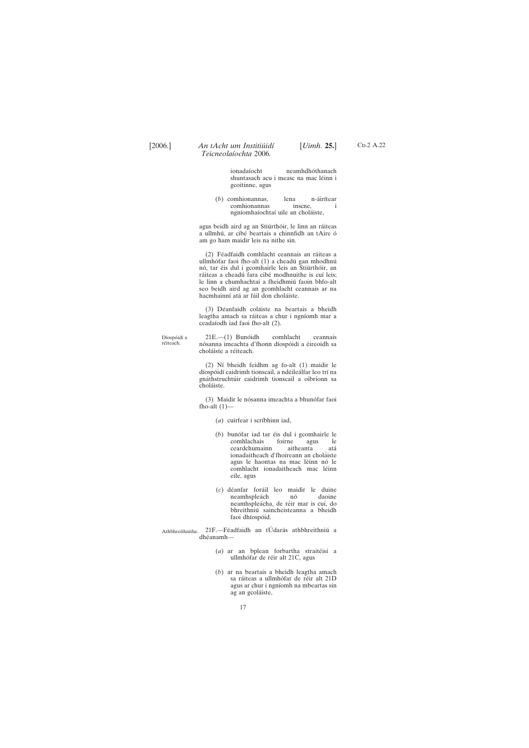ionadaíocht neamhdhóthanach shuntasach acu i measc na mac léinn i gcoitinne, agus

(*b*) comhionannas, lena n-áirítear comhionannas inscne, i ngníomhaíochtaí uile an choláiste,

agus beidh aird ag an Stiúrthóir, le linn an ráiteas a ullmhú, ar cibé beartais a chinnfidh an tAire ó am go ham maidir leis na nithe sin.

(2) Féadfaidh comhlacht ceannais an ráiteas a ullmhófar faoi fho-alt (1) a cheadú gan mhodhnú nó, tar éis dul i gcomhairle leis an Stiúrthóir, an ráiteas a cheadú fara cibé modhnuithe is cuí leis; le linn a chumhachtaí a fheidhmiú faoin bhfo-alt seo beidh aird ag an gcomhlacht ceannais ar na hacmhainní atá ar fáil don choláiste.

(3) Déanfaidh coláiste na beartais a bheidh leagtha amach sa ráiteas a chur i ngníomh mar a ceadaíodh iad faoi fho-alt (2).

Díospóidí a réiteach.

21E.—(1) Bunóidh comhlacht ceannais nósanna imeachta d'fhonn díospóidí a éireoidh sa choláiste a réiteach.

(2) Ní bheidh feidhm ag fo-alt (1) maidir le díospóidí caidrimh tionscail, a ndéileálfar leo trí na gnáthstruchtúir caidrimh tionscail a oibríonn sa choláiste.

(3) Maidir le nósanna imeachta a bhunófar faoi fho-alt (1)—

(*a*) cuirfear i scríbhinn iad,

(*b*) bunófar iad tar éis dul i gcomhairle le comhlachais foirne agus le ceardchumainn aitheanta atá ionadaitheach d'fhoireann an choláiste agus le haontas na mac léinn nó le comhlacht ionadaitheach mac léinn eile, agus

(*c*) déanfar foráil leo maidir le duine neamhspleách nó daoine neamhspleácha, de réir mar is cuí, do bhreithniú saincheisteanna a bheidh faoi dhíospóid.

Athbhreithnithe.

21F.—Féadfaidh an tÚdarás athbhreithniú a dhéanamh—

(*a*) ar an bplean forbartha straitéisí a ullmhófar de réir alt 21C, agus

(*b*) ar na beartais a bheidh leagtha amach sa ráiteas a ullmhófar de réir alt 21D agus ar chur i ngníomh na mbeartas sin ag an gcoláiste,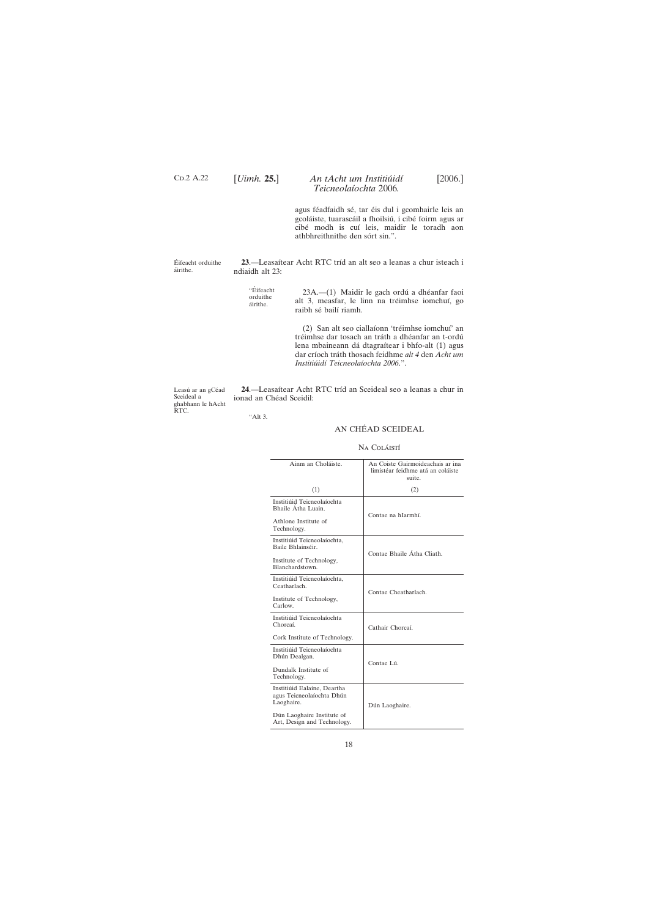agus féadfaidh sé, tar éis dul i gcomhairle leis an gcoláiste, tuarascáil a fhoilsiú, i cibé foirm agus ar cibé modh is cuí leis, maidir le toradh aon athbhreithnithe den sórt sin.".

Éifeacht orduithe áirithe.

**23**.—Leasaítear Acht RTC tríd an alt seo a leanas a chur isteach i ndiaidh alt 23:

"Éifeacht orduithe áirithe.

23A.—(1) Maidir le gach ordú a dhéanfar faoi alt 3, measfar, le linn na tréimhse iomchuí, go raibh sé bailí riamh.

(2) San alt seo ciallaíonn 'tréimhse iomchuí' an tréimhse dar tosach an tráth a dhéanfar an t-ordú lena mbaineann dá dtagraítear i bhfo-alt (1) agus dar críoch tráth thosach feidhme *alt 4* den *Acht um Institiúidí Teicneolaíochta 2006*.".

Leasú ar an gCéad Sceideal a ghabhann le hAcht RTC.

**24**.—Leasaítear Acht RTC tríd an Sceideal seo a leanas a chur in ionad an Chéad Sceidil:

"Alt 3.

## AN CHÉAD SCEIDEAL

### NA COLÁISTÍ

| Ainm an Choláiste. | An Coiste Gairmoideachais ar ina limistéar feidhme atá an coláiste suite. |
|---|---|
| (1) | (2) |
| Institiúid Teicneolaíochta Bhaile Átha Luain.<br><br>Athlone Institute of Technology. | Contae na hIarmhí. |
| Institiúid Teicneolaíochta, Baile Bhlainséir.<br><br>Institute of Technology, Blanchardstown. | Contae Bhaile Átha Cliath. |
| Institiúid Teicneolaíochta, Ceatharlach.<br><br>Institute of Technology, Carlow. | Contae Cheatharlach. |
| Institiúid Teicneolaíochta Chorcaí.<br><br>Cork Institute of Technology. | Cathair Chorcaí. |
| Institiúid Teicneolaíochta Dhún Dealgan.<br><br>Dundalk Institute of Technology. | Contae Lú. |
| Institiúid Ealaíne, Deartha agus Teicneolaíochta Dhún Laoghaire.<br><br>Dún Laoghaire Institute of Art, Design and Technology. | Dún Laoghaire. |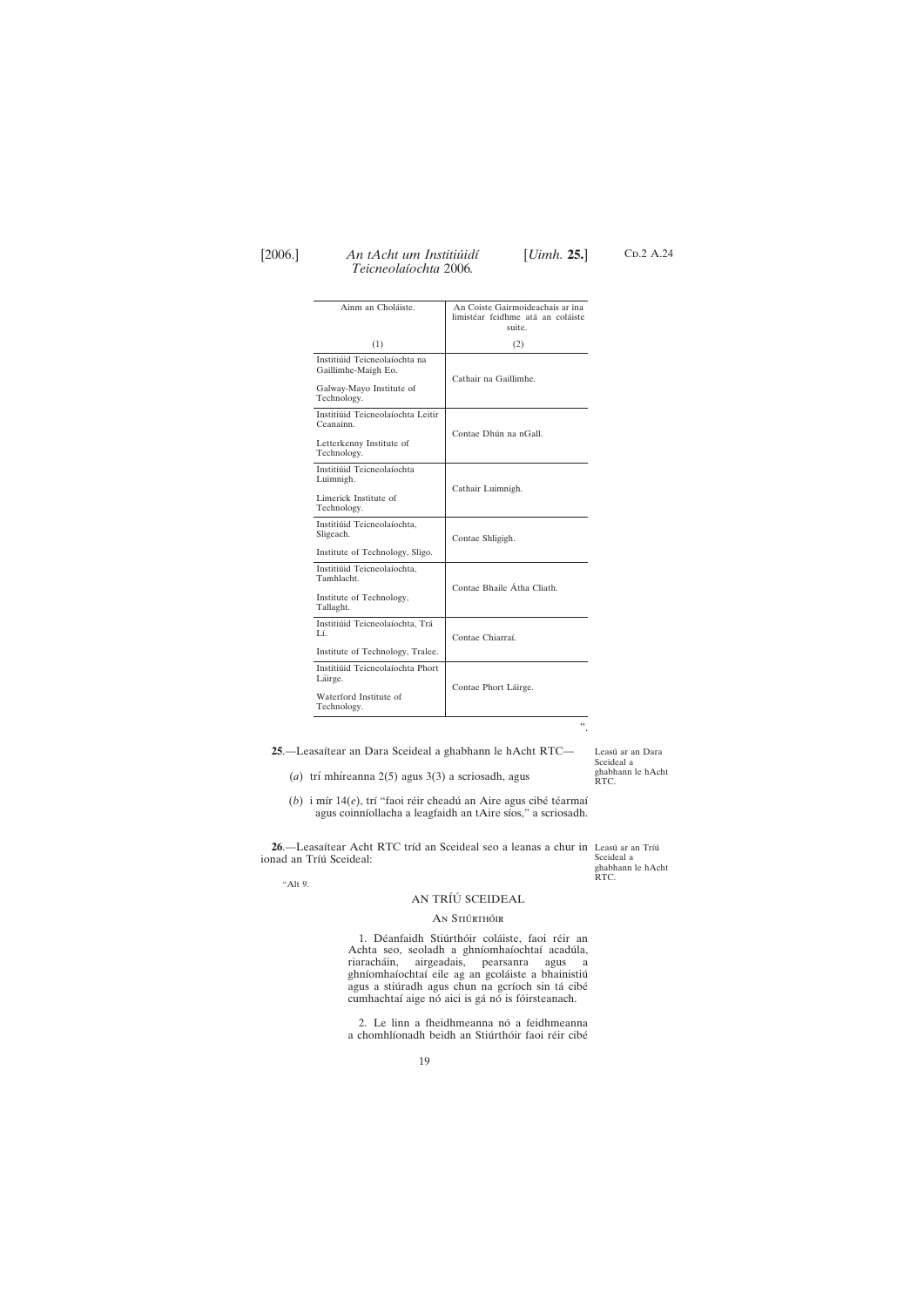| Ainm an Choláiste. | An Coiste Gairmoideachais ar ina limistéar feidhme atá an coláiste suite. |
|---|---|
| (1) | (2) |
| Institiúid Teicneolaíochta na Gaillimhe-Maigh Eo. Galway-Mayo Institute of Technology. | Cathair na Gaillimhe. |
| Institiúid Teicneolaíochta Leitir Ceanainn. Letterkenny Institute of Technology. | Contae Dhún na nGall. |
| Institiúid Teicneolaíochta Luimnigh. Limerick Institute of Technology. | Cathair Luimnigh. |
| Institiúid Teicneolaíochta, Sligeach. Institute of Technology, Sligo. | Contae Shligigh. |
| Institiúid Teicneolaíochta, Tamhlacht. Institute of Technology, Tallaght. | Contae Bhaile Átha Cliath. |
| Institiúid Teicneolaíochta, Trá Lí. Institute of Technology, Tralee. | Contae Chiarraí. |
| Institiúid Teicneolaíochta Phort Láirge. Waterford Institute of Technology. | Contae Phort Láirge. |

".

**25**.—Leasaítear an Dara Sceideal a ghabhann le hAcht RTC—

Leasú ar an Dara Sceideal a ghabhann le hAcht RTC.

(*a*) trí mhíreanna 2(5) agus 3(3) a scriosadh, agus

(*b*) i mír 14(*e*), trí "faoi réir cheadú an Aire agus cibé téarmaí agus coinníollacha a leagfaidh an tAire síos," a scriosadh.

**26**.—Leasaítear Acht RTC tríd an Sceideal seo a leanas a chur in ionad an Tríú Sceideal:

Leasú ar an Tríú Sceideal a ghabhann le hAcht RTC.

"Alt 9.

## AN TRÍÚ SCEIDEAL

### An Stiúrthóir

1. Déanfaidh Stiúrthóir coláiste, faoi réir an Achta seo, seoladh a ghníomhaíochtaí acadúla, riaracháin, airgeadais, pearsanra agus a ghníomhaíochtaí eile ag an gcoláiste a bhainistiú agus a stiúradh agus chun na gcríoch sin tá cibé cumhachtaí aige nó aici is gá nó is fóirsteanach.

2. Le linn a fheidhmeanna nó a feidhmeanna a chomhlíonadh beidh an Stiúrthóir faoi réir cibé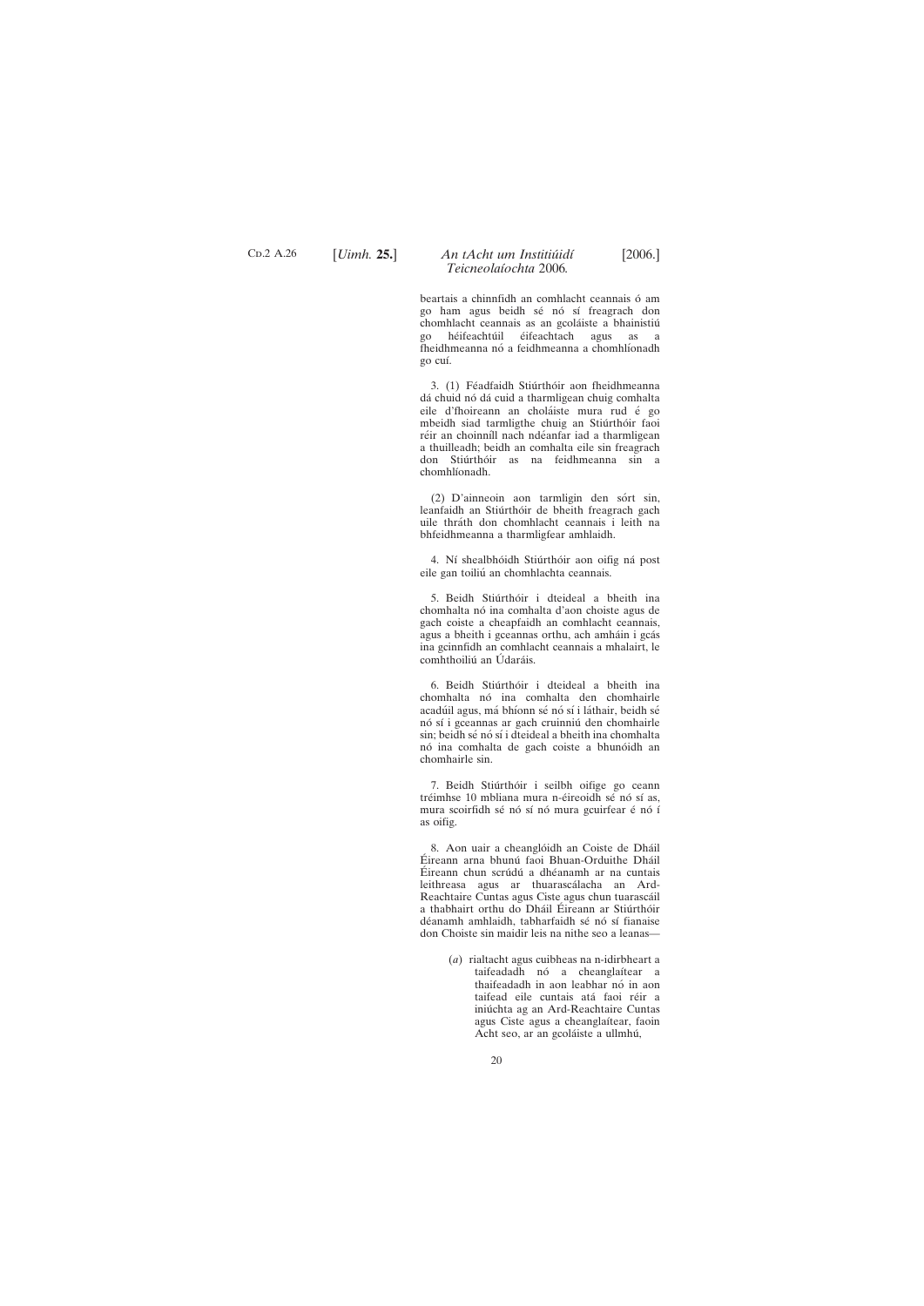beartais a chinnfidh an comhlacht ceannais ó am go ham agus beidh sé nó sí freagrach don chomhlacht ceannais as an gcoláiste a bhainistiú go héifeachtúil éifeachtach agus as a fheidhmeanna nó a feidhmeanna a chomhlíonadh go cuí.

3. (1) Féadfaidh Stiúrthóir aon fheidhmeanna dá chuid nó dá cuid a tharmligean chuig comhalta eile d'fhoireann an choláiste mura rud é go mbeidh siad tarmligthe chuig an Stiúrthóir faoi réir an choinníll nach ndéanfar iad a tharmligean a thuilleadh; beidh an comhalta eile sin freagrach don Stiúrthóir as na feidhmeanna sin a chomhlíonadh.

(2) D'ainneoin aon tarmligin den sórt sin, leanfaidh an Stiúrthóir de bheith freagrach gach uile thráth don chomhlacht ceannais i leith na bhfeidhmeanna a tharmligfear amhlaidh.

4. Ní shealbhóidh Stiúrthóir aon oifig ná post eile gan toiliú an chomhlachta ceannais.

5. Beidh Stiúrthóir i dteideal a bheith ina chomhalta nó ina comhalta d'aon choiste agus de gach coiste a cheapfaidh an comhlacht ceannais, agus a bheith i gceannas orthu, ach amháin i gcás ina gcinnfidh an comhlacht ceannais a mhalairt, le comhthoiliú an Údaráis.

6. Beidh Stiúrthóir i dteideal a bheith ina chomhalta nó ina comhalta den chomhairle acadúil agus, má bhíonn sé nó sí i láthair, beidh sé nó sí i gceannas ar gach cruinniú den chomhairle sin; beidh sé nó sí i dteideal a bheith ina chomhalta nó ina comhalta de gach coiste a bhunóidh an chomhairle sin.

7. Beidh Stiúrthóir i seilbh oifige go ceann tréimhse 10 mbliana mura n-éireoidh sé nó sí as, mura scoirfidh sé nó sí nó mura gcuirfear é nó í as oifig.

8. Aon uair a cheanglóidh an Coiste de Dháil Éireann arna bhunú faoi Bhuan-Orduithe Dháil Éireann chun scrúdú a dhéanamh ar na cuntais leithreasa agus ar thuarascálacha an Ard-Reachtaire Cuntas agus Ciste agus chun tuarascáil a thabhairt orthu do Dháil Éireann ar Stiúrthóir déanamh amhlaidh, tabharfaidh sé nó sí fianaise don Choiste sin maidir leis na nithe seo a leanas—

(*a*) rialtacht agus cuibheas na n-idirbheart a taifeadadh nó a cheanglaítear a thaifeadadh in aon leabhar nó in aon taifead eile cuntais atá faoi réir a iniúchta ag an Ard-Reachtaire Cuntas agus Ciste agus a cheanglaítear, faoin Acht seo, ar an gcoláiste a ullmhú,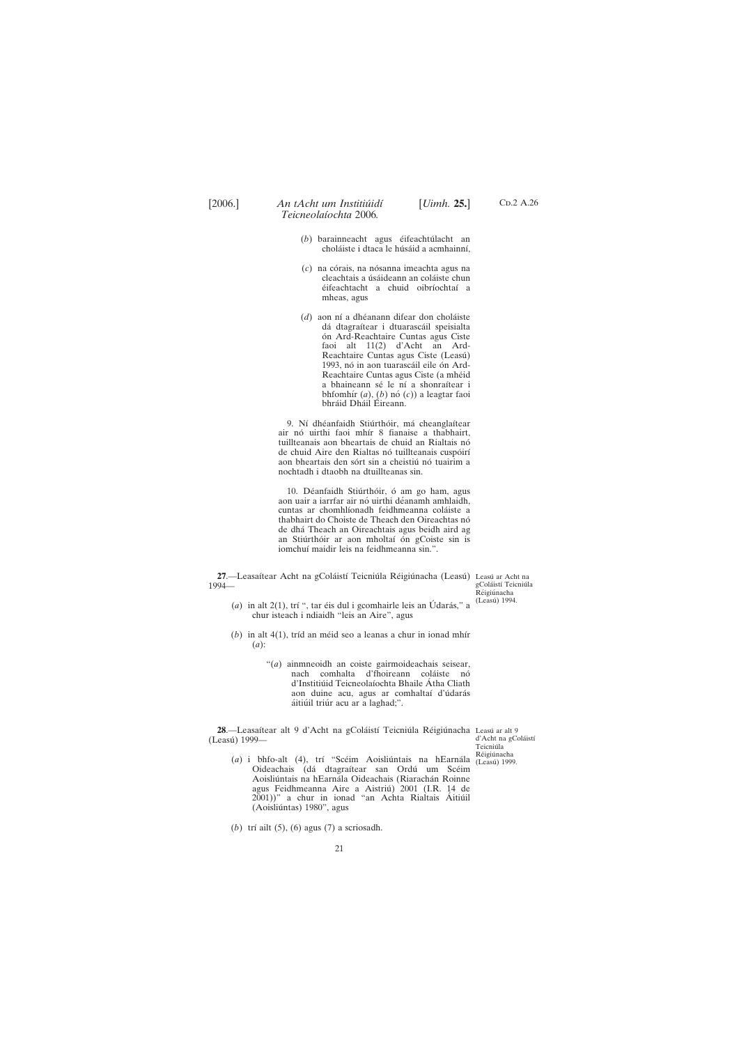(*b*) barainneacht agus éifeachtúlacht an choláiste i dtaca le húsáid a acmhainní,

(*c*) na córais, na nósanna imeachta agus na cleachtais a úsáideann an coláiste chun éifeachtacht a chuid oibríochtaí a mheas, agus

(*d*) aon ní a dhéanann difear don choláiste dá dtagraítear i dtuarascáil speisialta ón Ard-Reachtaire Cuntas agus Ciste faoi alt 11(2) d'Acht an Ard-Reachtaire Cuntas agus Ciste (Leasú) 1993, nó in aon tuarascáil eile ón Ard-Reachtaire Cuntas agus Ciste (a mhéid a bhaineann sé le ní a shonraítear i bhfomhír (*a*), (*b*) nó (*c*)) a leagtar faoi bhráid Dháil Éireann.

9. Ní dhéanfaidh Stiúrthóir, má cheanglaítear air nó uirthi faoi mhír 8 fianaise a thabhairt, tuillteanais aon bheartais de chuid an Rialtais nó de chuid Aire den Rialtas nó tuillteanais cuspóirí aon bheartais den sórt sin a cheistiú nó tuairim a nochtadh i dtaobh na dtuillteanas sin.

10. Déanfaidh Stiúrthóir, ó am go ham, agus aon uair a iarrfar air nó uirthi déanamh amhlaidh, cuntas ar chomhlíonadh feidhmeanna coláiste a thabhairt do Choiste de Theach den Oireachtas nó de dhá Theach an Oireachtais agus beidh aird ag an Stiúrthóir ar aon mholtaí ón gCoiste sin is iomchuí maidir leis na feidhmeanna sin.".

Leasú ar Acht na gColáistí Teicniúla Réigiúnacha (Leasú) 1994.

**27**.—Leasaítear Acht na gColáistí Teicniúla Réigiúnacha (Leasú) 1994—

(*a*) in alt 2(1), trí ", tar éis dul i gcomhairle leis an Údarás," a chur isteach i ndiaidh "leis an Aire", agus

(*b*) in alt 4(1), tríd an méid seo a leanas a chur in ionad mhír (*a*):

"(*a*) ainmneoidh an coiste gairmoideachais seisear, nach comhalta d'fhoireann coláiste nó d'Institiúid Teicneolaíochta Bhaile Átha Cliath aon duine acu, agus ar comhaltaí d'údarás áitiúil triúr acu ar a laghad;".

Leasú ar alt 9 d'Acht na gColáistí Teicniúla Réigiúnacha (Leasú) 1999.

**28**.—Leasaítear alt 9 d'Acht na gColáistí Teicniúla Réigiúnacha (Leasú) 1999—

(*a*) i bhfo-alt (4), trí "Scéim Aoisliúntais na hEarnála Oideachais (dá dtagraítear san Ordú um Scéim Aoisliúntais na hEarnála Oideachais (Riarachán Roinne agus Feidhmeanna Aire a Aistriú) 2001 (I.R. 14 de 2001))" a chur in ionad "an Achta Rialtais Áitiúil (Aoisliúntas) 1980", agus

(*b*) trí ailt (5), (6) agus (7) a scriosadh.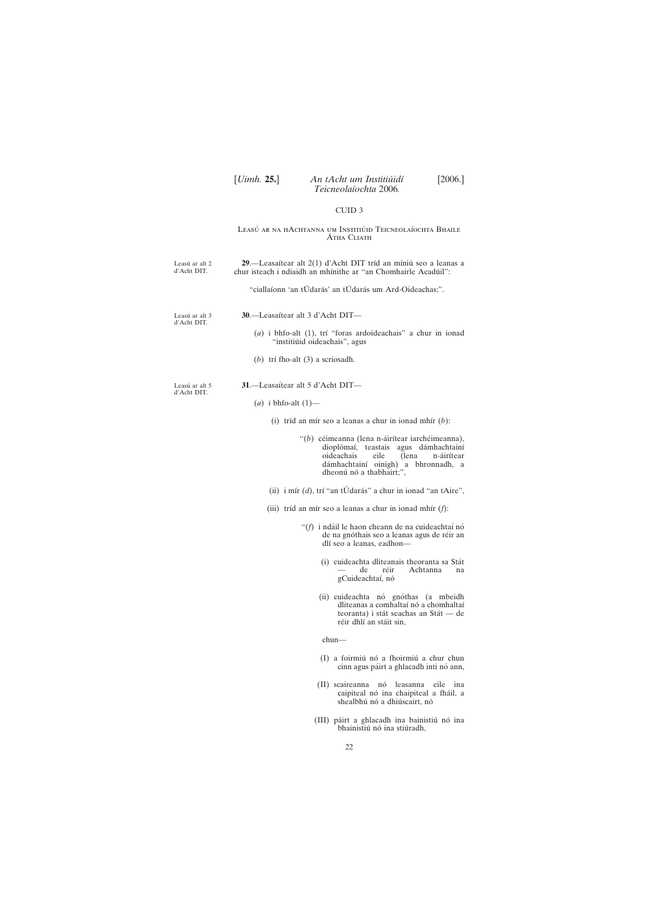## CUID 3

### Leasú ar na hAchtanna um Institiúid Teicneolaíochta Bhaile Átha Cliath

Leasú ar alt 2 d'Acht DIT.

**29**.—Leasaítear alt 2(1) d'Acht DIT tríd an míniú seo a leanas a chur isteach i ndiaidh an mhínithe ar "an Chomhairle Acadúil":

"ciallaíonn 'an tÚdarás' an tÚdarás um Ard-Oideachas;".

Leasú ar alt 3 d'Acht DIT.

**30**.—Leasaítear alt 3 d'Acht DIT—

(*a*) i bhfo-alt (1), trí "foras ardoideachais" a chur in ionad "institiúid oideachais", agus

(*b*) trí fho-alt (3) a scriosadh.

Leasú ar alt 5 d'Acht DIT.

**31**.—Leasaítear alt 5 d'Acht DIT—

(*a*) i bhfo-alt (1)—

(i) tríd an mír seo a leanas a chur in ionad mhír (*b*):

"(*b*) céimeanna (lena n-áirítear iarchéimeanna), dioplómaí, teastais agus dámhachtainí oideachais eile (lena n-áirítear dámhachtainí oinigh) a bhronnadh, a dheonú nó a thabhairt;",

(ii) i mír (*d*), trí "an tÚdarás" a chur in ionad "an tAire",

(iii) tríd an mír seo a leanas a chur in ionad mhír (*f*):

"(*f*) i ndáil le haon cheann de na cuideachtaí nó de na gnóthais seo a leanas agus de réir an dlí seo a leanas, eadhon—

(i) cuideachta dliteanais theoranta sa Stát — de réir Achtanna na gCuideachtaí, nó

(ii) cuideachta nó gnóthas (a mbeidh dliteanas a comhaltaí nó a chomhaltaí teoranta) i stát seachas an Stát — de réir dhlí an stáit sin,

chun—

(I) a foirmiú nó a fhoirmiú a chur chun cinn agus páirt a ghlacadh inti nó ann,

(II) scaireanna nó leasanna eile ina caipiteal nó ina chaipiteal a fháil, a shealbhú nó a dhiúscairt, nó

(III) páirt a ghlacadh ina bainistiú nó ina bhainistiú nó ina stiúradh,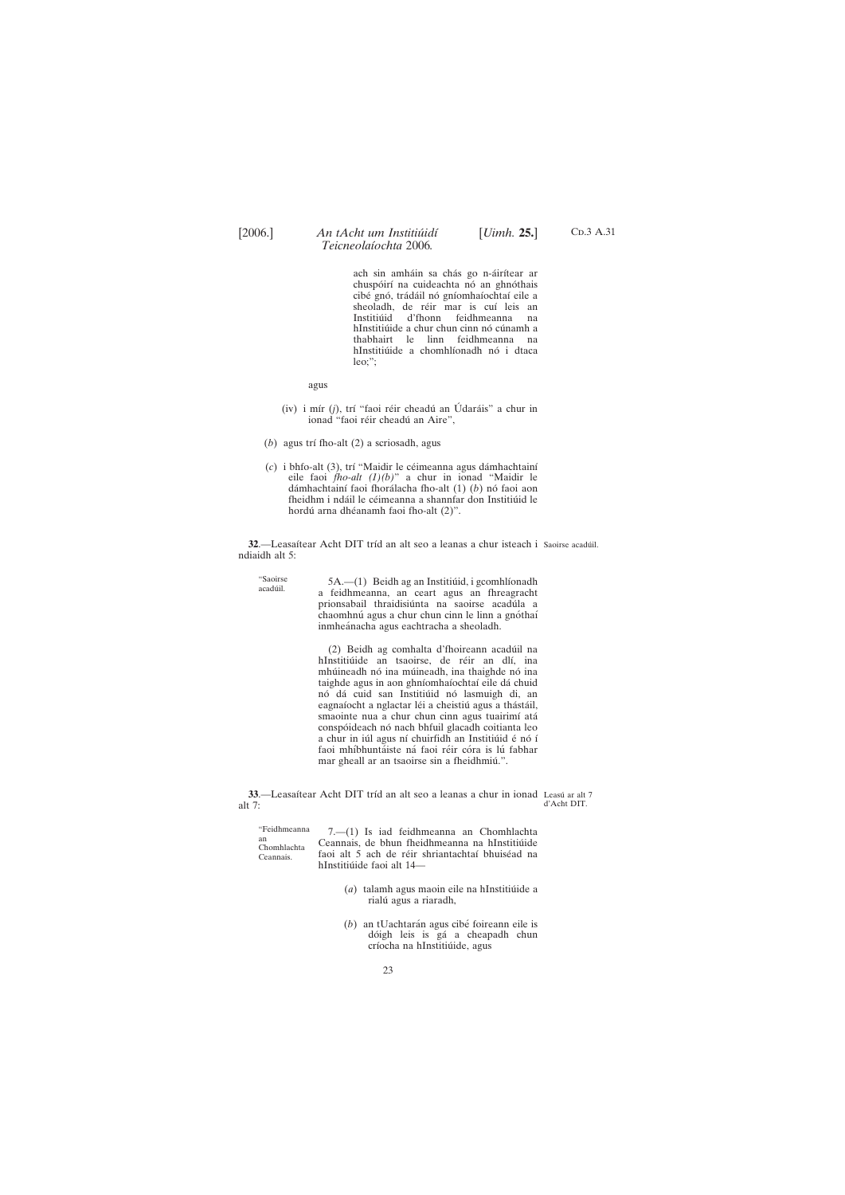ach sin amháin sa chás go n-áirítear ar chuspóirí na cuideachta nó an ghnóthais cibé gnó, trádáil nó gníomhaíochtaí eile a sheoladh, de réir mar is cuí leis an Institiúid d'fhonn feidhmeanna na hInstitiúide a chur chun cinn nó cúnamh a thabhairt le linn feidhmeanna na hInstitiúide a chomhlíonadh nó i dtaca leo;";

agus

(iv) i mír (*j*), trí "faoi réir cheadú an Údaráis" a chur in ionad "faoi réir cheadú an Aire",

(*b*) agus trí fho-alt (2) a scriosadh, agus

(*c*) i bhfo-alt (3), trí "Maidir le céimeanna agus dámhachtainí eile faoi *fho-alt (1)(b)*" a chur in ionad "Maidir le dámhachtainí faoi fhorálacha fho-alt (1) (*b*) nó faoi aon fheidhm i ndáil le céimeanna a shannfar don Institiúid le hordú arna dhéanamh faoi fho-alt (2)".

**32**.—Leasaítear Acht DIT tríd an alt seo a leanas a chur isteach i ndiaidh alt 5:

Saoirse acadúil.

"Saoirse acadúil.

5A.—(1) Beidh ag an Institiúid, i gcomhlíonadh a feidhmeanna, an ceart agus an fhreagracht prionsabail thraidisiúnta na saoirse acadúla a chaomhnú agus a chur chun cinn le linn a gnóthaí inmheánacha agus eachtracha a sheoladh.

(2) Beidh ag comhalta d'fhoireann acadúil na hInstitiúide an tsaoirse, de réir an dlí, ina mhúineadh nó ina múineadh, ina thaighde nó ina taighde agus in aon ghníomhaíochtaí eile dá chuid nó dá cuid san Institiúid nó lasmuigh di, an eagnaíocht a nglactar léi a cheistiú agus a thástáil, smaointe nua a chur chun cinn agus tuairimí atá conspóideach nó nach bhfuil glacadh coitianta leo a chur in iúl agus ní chuirfidh an Institiúid é nó í faoi mhíbhuntáiste ná faoi réir córa is lú fabhar mar gheall ar an tsaoirse sin a fheidhmiú.".

**33**.—Leasaítear Acht DIT tríd an alt seo a leanas a chur in ionad alt 7:

Leasú ar alt 7 d'Acht DIT.

"Feidhmeanna an Chomhlachta Ceannais.

7.—(1) Is iad feidhmeanna an Chomhlachta Ceannais, de bhun fheidhmeanna na hInstitiúide faoi alt 5 ach de réir shriantachtaí bhuiséad na hInstitiúide faoi alt 14—

(*a*) talamh agus maoin eile na hInstitiúide a rialú agus a riaradh,

(*b*) an tUachtarán agus cibé foireann eile is dóigh leis is gá a cheapadh chun críocha na hInstitiúide, agus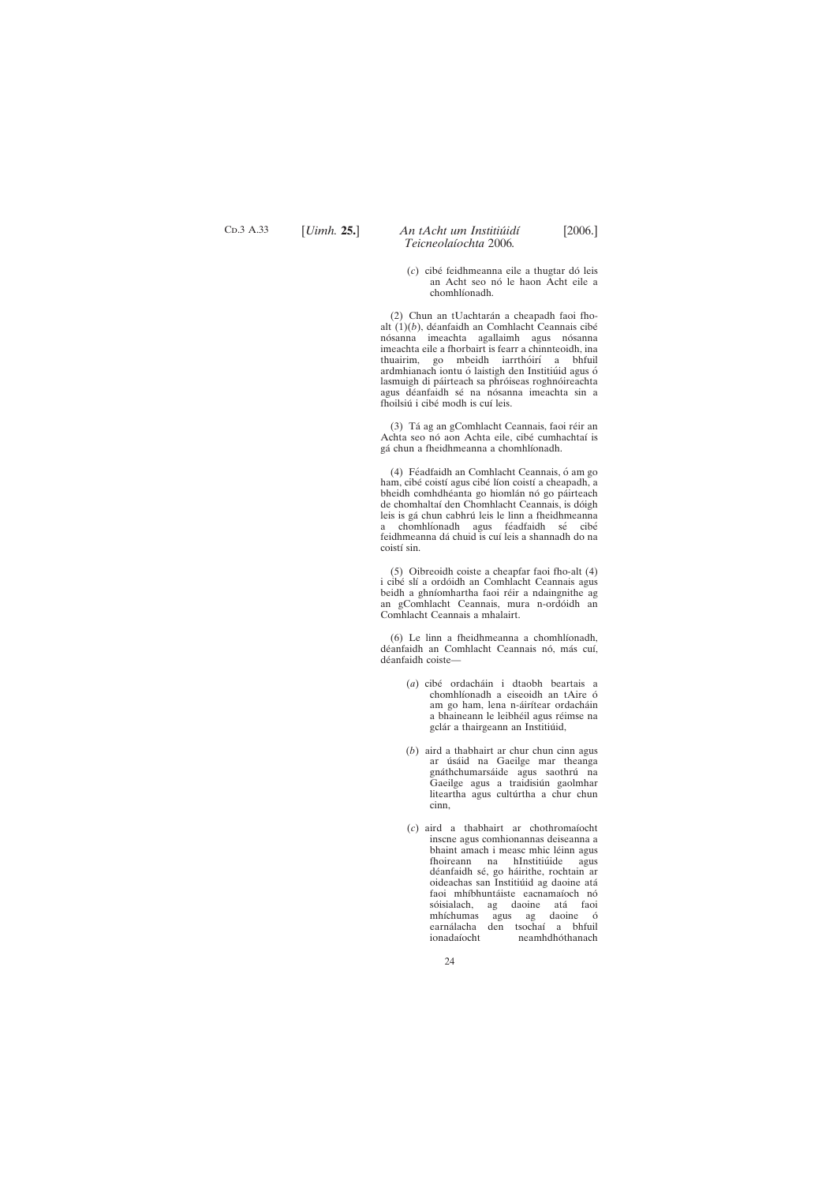(*c*) cibé feidhmeanna eile a thugtar dó leis an Acht seo nó le haon Acht eile a chomhlíonadh.

(2) Chun an tUachtarán a cheapadh faoi fho-alt (1)(*b*), déanfaidh an Comhlacht Ceannais cibé nósanna imeachta agallaimh agus nósanna imeachta eile a fhorbairt is fearr a chinnteoidh, ina thuairim, go mbeidh iarrthóirí a bhfuil ardmhianach iontu ó laistigh den Institiúid agus ó lasmuigh di páirteach sa phróiseas roghnóireachta agus déanfaidh sé na nósanna imeachta sin a fhoilsiú i cibé modh is cuí leis.

(3) Tá ag an gComhlacht Ceannais, faoi réir an Achta seo nó aon Achta eile, cibé cumhachtaí is gá chun a fheidhmeanna a chomhlíonadh.

(4) Féadfaidh an Comhlacht Ceannais, ó am go ham, cibé coistí agus cibé líon coistí a cheapadh, a bheidh comhdhéanta go hiomlán nó go páirteach de chomhaltaí den Chomhlacht Ceannais, is dóigh leis is gá chun cabhrú leis le linn a fheidhmeanna a chomhlíonadh agus féadfaidh sé cibé feidhmeanna dá chuid is cuí leis a shannadh do na coistí sin.

(5) Oibreoidh coiste a cheapfar faoi fho-alt (4) i cibé slí a ordóidh an Comhlacht Ceannais agus beidh a ghníomhartha faoi réir a ndaingnithe ag an gComhlacht Ceannais, mura n-ordóidh an Comhlacht Ceannais a mhalairt.

(6) Le linn a fheidhmeanna a chomhlíonadh, déanfaidh an Comhlacht Ceannais nó, más cuí, déanfaidh coiste—

(*a*) cibé ordacháin i dtaobh beartais a chomhlíonadh a eiseoidh an tAire ó am go ham, lena n-áirítear ordacháin a bhaineann le leibhéil agus réimse na gclár a thairgeann an Institiúid,

(*b*) aird a thabhairt ar chur chun cinn agus ar úsáid na Gaeilge mar theanga gnáthchumarsáide agus saothrú na Gaeilge agus a traidisiún gaolmhar liteartha agus cultúrtha a chur chun cinn,

(*c*) aird a thabhairt ar chothromaíocht inscne agus comhionannas deiseanna a bhaint amach i measc mhic léinn agus fhoireann na hInstitiúide agus déanfaidh sé, go háirithe, rochtain ar oideachas san Institiúid ag daoine atá faoi mhíbhuntáiste eacnamaíoch nó sóisialach, ag daoine atá faoi mhíchumas agus ag daoine ó earnálacha den tsochaí a bhfuil ionadaíocht neamhdhóthanach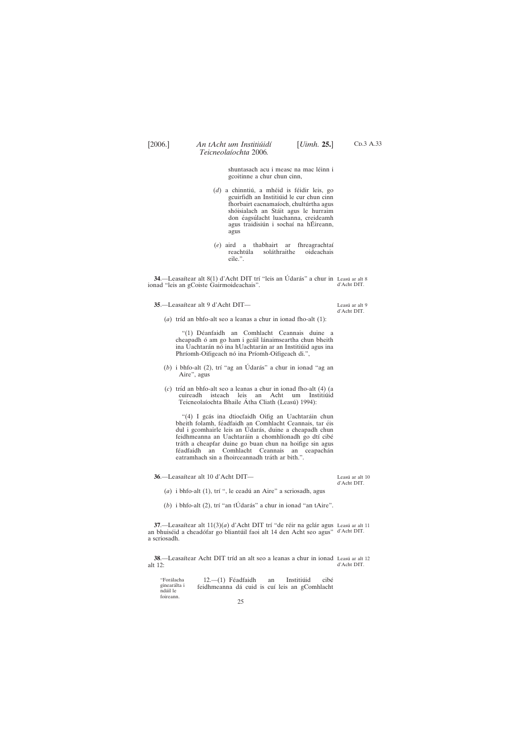shuntasach acu i measc na mac léinn i gcoitinne a chur chun cinn,

(*d*) a chinntiú, a mhéid is féidir leis, go gcuirfidh an Institiúid le cur chun cinn fhorbairt eacnamaíoch, chultúrtha agus shóisialach an Stáit agus le hurraim don éagsúlacht luachanna, creideamh agus traidisiún i sochaí na hÉireann, agus

(*e*) aird a thabhairt ar fhreagrachtaí reachtúla soláthraithe oideachais eile.".

Leasú ar alt 8 d'Acht DIT.

**34**.—Leasaítear alt 8(1) d'Acht DIT trí "leis an Údarás" a chur in ionad "leis an gCoiste Gairmoideachais".

Leasú ar alt 9 d'Acht DIT.

**35**.—Leasaítear alt 9 d'Acht DIT—

(*a*) tríd an bhfo-alt seo a leanas a chur in ionad fho-alt (1):

"(1) Déanfaidh an Comhlacht Ceannais duine a cheapadh ó am go ham i gcáil lánaimseartha chun bheith ina Uachtarán nó ina hUachtarán ar an Institiúid agus ina Phríomh-Oifigeach nó ina Príomh-Oifigeach di.",

(*b*) i bhfo-alt (2), trí "ag an Údarás" a chur in ionad "ag an Aire", agus

(*c*) tríd an bhfo-alt seo a leanas a chur in ionad fho-alt (4) (a cuireadh isteach leis an Acht um Institiúid Teicneolaíochta Bhaile Átha Cliath (Leasú) 1994):

"(4) I gcás ina dtiocfaidh Oifig an Uachtaráin chun bheith folamh, féadfaidh an Comhlacht Ceannais, tar éis dul i gcomhairle leis an Údarás, duine a cheapadh chun feidhmeanna an Uachtaráin a chomhlíonadh go dtí cibé tráth a cheapfar duine go buan chun na hoifige sin agus féadfaidh an Comhlacht Ceannais an ceapachán eatramhach sin a fhoirceannadh tráth ar bith.".

Leasú ar alt 10 d'Acht DIT.

**36**.—Leasaítear alt 10 d'Acht DIT—

(*a*) i bhfo-alt (1), trí ", le ceadú an Aire" a scriosadh, agus

(*b*) i bhfo-alt (2), trí "an tÚdarás" a chur in ionad "an tAire".

Leasú ar alt 11 d'Acht DIT.

**37**.—Leasaítear alt 11(3)(*a*) d'Acht DIT trí "de réir na gclár agus an bhuiséid a cheadófar go bliantúil faoi alt 14 den Acht seo agus" a scriosadh.

Leasú ar alt 12 d'Acht DIT.

**38**.—Leasaítear Acht DIT tríd an alt seo a leanas a chur in ionad alt 12:

"Forálacha ginearálta i ndáil le foireann.

12.—(1) Féadfaidh an Institiúid cibé feidhmeanna dá cuid is cuí leis an gComhlacht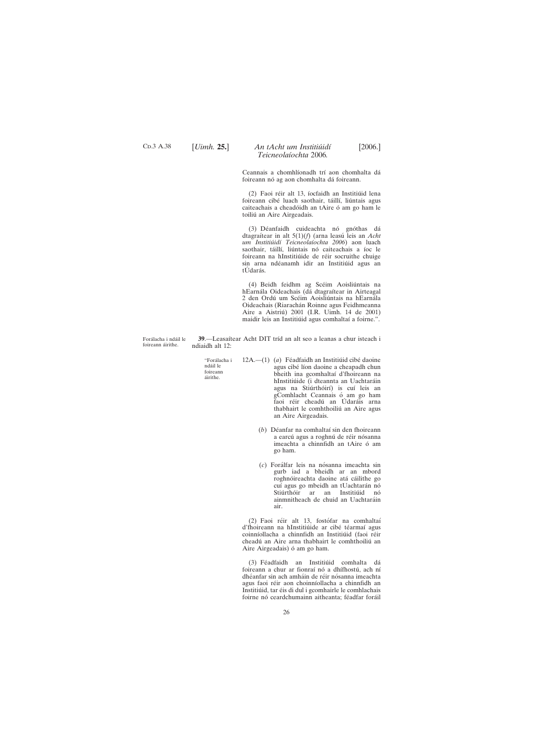Ceannais a chomhlíonadh trí aon chomhalta dá foireann nó ag aon chomhalta dá foireann.

(2) Faoi réir alt 13, íocfaidh an Institiúid lena foireann cibé luach saothair, táillí, liúntais agus caiteachais a cheadóidh an tAire ó am go ham le toiliú an Aire Airgeadais.

(3) Déanfaidh cuideachta nó gnóthas dá dtagraítear in alt 5(1)(*f*) (arna leasú leis an *Acht um Institiúidí Teicneolaíochta 2006*) aon luach saothair, táillí, liúntais nó caiteachais a íoc le foireann na hInstitiúide de réir socruithe chuige sin arna ndéanamh idir an Institiúid agus an tÚdarás.

(4) Beidh feidhm ag Scéim Aoisliúntais na hEarnála Oideachais (dá dtagraítear in Airteagal 2 den Ordú um Scéim Aoisliúntais na hEarnála Oideachais (Riarachán Roinne agus Feidhmeanna Aire a Aistriú) 2001 (I.R. Uimh. 14 de 2001) maidir leis an Institiúid agus comhaltaí a foirne.".

Forálacha i ndáil le foireann áirithe.

**39**.—Leasaítear Acht DIT tríd an alt seo a leanas a chur isteach i ndiaidh alt 12:

"Forálacha i ndáil le foireann áirithe.

12A.—(1) (*a*) Féadfaidh an Institiúid cibé daoine agus cibé líon daoine a cheapadh chun bheith ina gcomhaltaí d'fhoireann na hInstitiúide (i dteannta an Uachtaráin agus na Stiúrthóirí) is cuí leis an gComhlacht Ceannais ó am go ham faoi réir cheadú an Údaráis arna thabhairt le comhthoiliú an Aire agus an Aire Airgeadais.

(*b*) Déanfar na comhaltaí sin den fhoireann a earcú agus a roghnú de réir nósanna imeachta a chinnfidh an tAire ó am go ham.

(*c*) Forálfar leis na nósanna imeachta sin gurb iad a bheidh ar an mbord roghnóireachta daoine atá cáilithe go cuí agus go mbeidh an tUachtarán nó Stiúrthóir ar an Institiúid nó ainmnitheach de chuid an Uachtaráin air.

(2) Faoi réir alt 13, fostófar na comhaltaí d'fhoireann na hInstitiúide ar cibé téarmaí agus coinníollacha a chinnfidh an Institiúid (faoi réir cheadú an Aire arna thabhairt le comhthoiliú an Aire Airgeadais) ó am go ham.

(3) Féadfaidh an Institiúid comhalta dá foireann a chur ar fionraí nó a dhífhostú, ach ní dhéanfar sin ach amháin de réir nósanna imeachta agus faoi réir aon choinníollacha a chinnfidh an Institiúid, tar éis di dul i gcomhairle le comhlachais foirne nó ceardchumainn aitheanta; féadfar foráil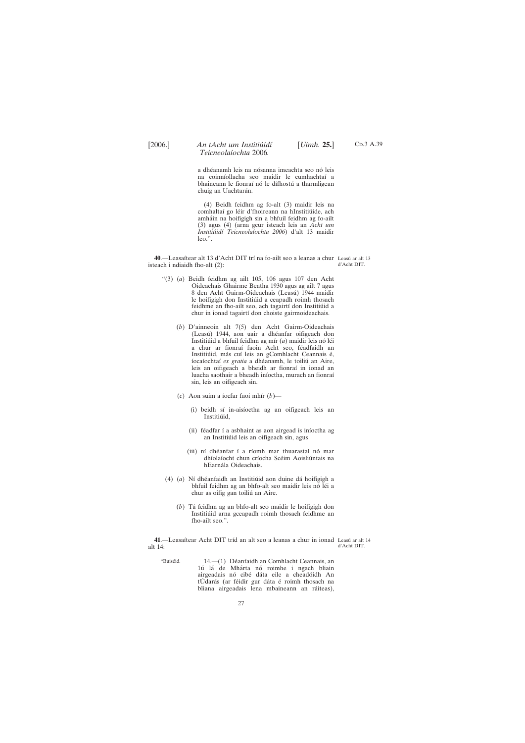a dhéanamh leis na nósanna imeachta seo nó leis na coinníollacha seo maidir le cumhachtaí a bhaineann le fionraí nó le dífhostú a tharmligean chuig an Uachtarán.

(4) Beidh feidhm ag fo-alt (3) maidir leis na comhaltaí go léir d'fhoireann na hInstitiúide, ach amháin na hoifigigh sin a bhfuil feidhm ag fo-ailt (3) agus (4) (arna gcur isteach leis an *Acht um Institiúidí Teicneolaíochta 2006*) d'alt 13 maidir leo.".

**40**.—Leasaítear alt 13 d'Acht DIT trí na fo-ailt seo a leanas a chur isteach i ndiaidh fho-alt (2):

Leasú ar alt 13 d'Acht DIT.

"(3) (*a*) Beidh feidhm ag ailt 105, 106 agus 107 den Acht Oideachais Ghairme Beatha 1930 agus ag ailt 7 agus 8 den Acht Gairm-Oideachais (Leasú) 1944 maidir le hoifigigh don Institiúid a ceapadh roimh thosach feidhme an fho-ailt seo, ach tagairtí don Institiúid a chur in ionad tagairtí don choiste gairmoideachais.

(*b*) D'ainneoin alt 7(5) den Acht Gairm-Oideachais (Leasú) 1944, aon uair a dhéanfar oifigeach don Institiúid a bhfuil feidhm ag mír (*a*) maidir leis nó léi a chur ar fionraí faoin Acht seo, féadfaidh an Institiúid, más cuí leis an gComhlacht Ceannais é, íocaíochtaí *ex gratia* a dhéanamh, le toiliú an Aire, leis an oifigeach a bheidh ar fionraí in ionad an luacha saothair a bheadh iníoctha, murach an fionraí sin, leis an oifigeach sin.

(*c*) Aon suim a íocfar faoi mhír (*b*)—

(i) beidh sí in-aisíoctha ag an oifigeach leis an Institiúid,

(ii) féadfar í a asbhaint as aon airgead is iníoctha ag an Institiúid leis an oifigeach sin, agus

(iii) ní dhéanfar í a ríomh mar thuarastal nó mar dhíolaíocht chun críocha Scéim Aoisliúntais na hEarnála Oideachais.

(4) (*a*) Ní dhéanfaidh an Institiúid aon duine dá hoifigigh a bhfuil feidhm ag an bhfo-alt seo maidir leis nó léi a chur as oifig gan toiliú an Aire.

(*b*) Tá feidhm ag an bhfo-alt seo maidir le hoifigigh don Institiúid arna gceapadh roimh thosach feidhme an fho-ailt seo.".

**41**.—Leasaítear Acht DIT tríd an alt seo a leanas a chur in ionad alt 14:

Leasú ar alt 14 d'Acht DIT.

"Buiséid.

14.—(1) Déanfaidh an Comhlacht Ceannais, an 1ú lá de Mhárta nó roimhe i ngach bliain airgeadais nó cibé dáta eile a cheadóidh An tÚdarás (ar féidir gur dáta é roimh thosach na bliana airgeadais lena mbaineann an ráiteas),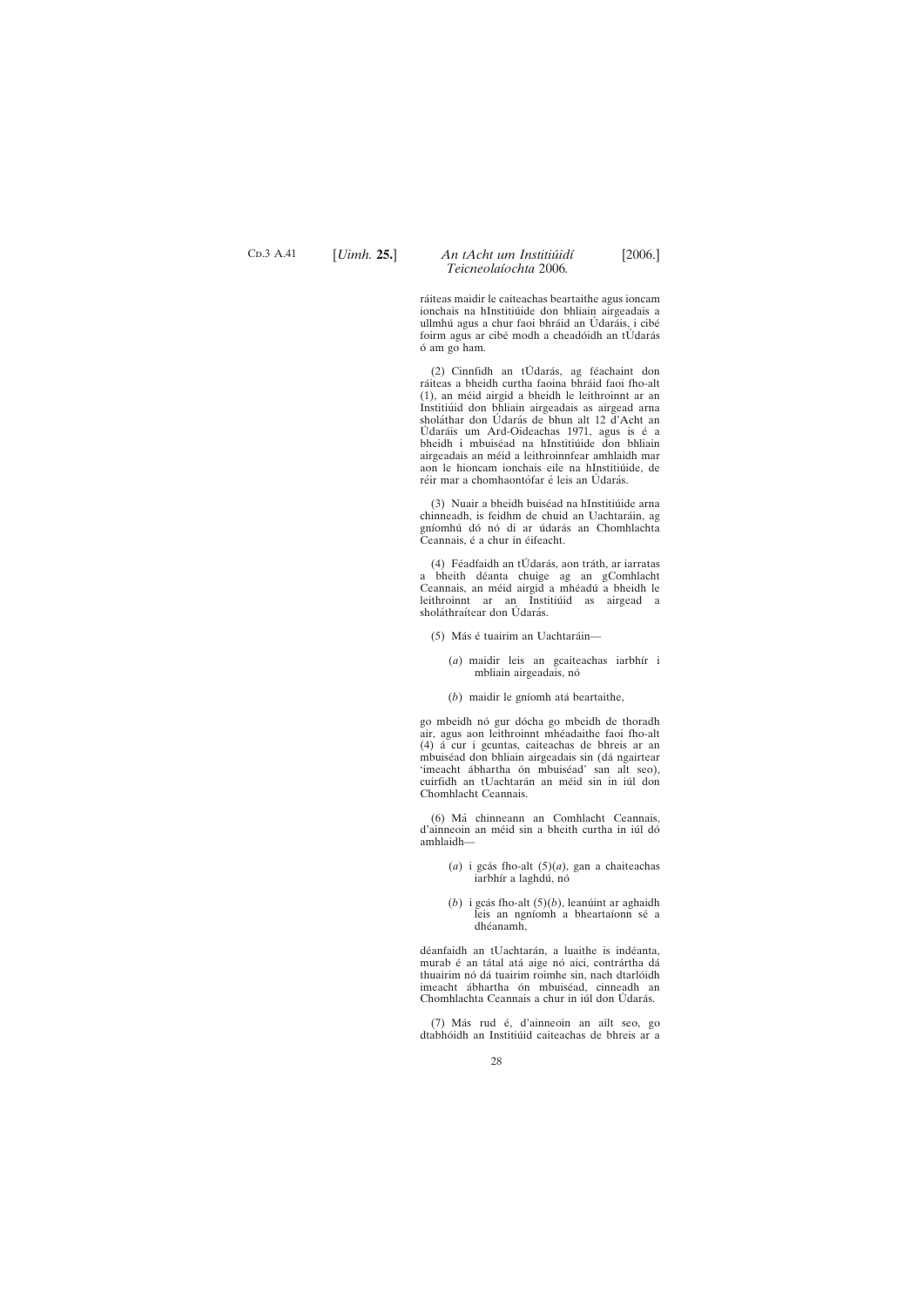ráiteas maidir le caiteachas beartaithe agus ioncam ionchais na hInstitiúide don bhliain airgeadais a ullmhú agus a chur faoi bhráid an Údaráis, i cibé foirm agus ar cibé modh a cheadóidh an tÚdarás ó am go ham.

(2) Cinnfidh an tÚdarás, ag féachaint don ráiteas a bheidh curtha faoina bhráid faoi fho-alt (1), an méid airgid a bheidh le leithroinnt ar an Institiúid don bhliain airgeadais as airgead arna sholáthar don Údarás de bhun alt 12 d'Acht an Údaráis um Ard-Oideachas 1971, agus is é a bheidh i mbuiséad na hInstitiúide don bhliain airgeadais an méid a leithroinnfear amhlaidh mar aon le hioncam ionchais eile na hInstitiúide, de réir mar a chomhaontófar é leis an Údarás.

(3) Nuair a bheidh buiséad na hInstitiúide arna chinneadh, is feidhm de chuid an Uachtaráin, ag gníomhú dó nó di ar údarás an Chomhlachta Ceannais, é a chur in éifeacht.

(4) Féadfaidh an tÚdarás, aon tráth, ar iarratas a bheith déanta chuige ag an gComhlacht Ceannais, an méid airgid a mhéadú a bheidh le leithroinnt ar an Institiúid as airgead a sholáthraítear don Údarás.

(5) Más é tuairim an Uachtaráin—

(*a*) maidir leis an gcaiteachas iarbhír i mbliain airgeadais, nó

(*b*) maidir le gníomh atá beartaithe,

go mbeidh nó gur dócha go mbeidh de thoradh air, agus aon leithroinnt mhéadaithe faoi fho-alt (4) á cur i gcuntas, caiteachas de bhreis ar an mbuiséad don bhliain airgeadais sin (dá ngairtear 'imeacht ábhartha ón mbuiséad' san alt seo), cuirfidh an tUachtarán an méid sin in iúl don Chomhlacht Ceannais.

(6) Má chinneann an Comhlacht Ceannais, d'ainneoin an méid sin a bheith curtha in iúl dó amhlaidh—

(*a*) i gcás fho-alt (5)(*a*), gan a chaiteachas iarbhír a laghdú, nó

(*b*) i gcás fho-alt (5)(*b*), leanúint ar aghaidh leis an ngníomh a bheartaíonn sé a dhéanamh,

déanfaidh an tUachtarán, a luaithe is indéanta, murab é an tátal atá aige nó aici, contrártha dá thuairim nó dá tuairim roimhe sin, nach dtarlóidh imeacht ábhartha ón mbuiséad, cinneadh an Chomhlachta Ceannais a chur in iúl don Údarás.

(7) Más rud é, d'ainneoin an ailt seo, go dtabhóidh an Institiúid caiteachas de bhreis ar a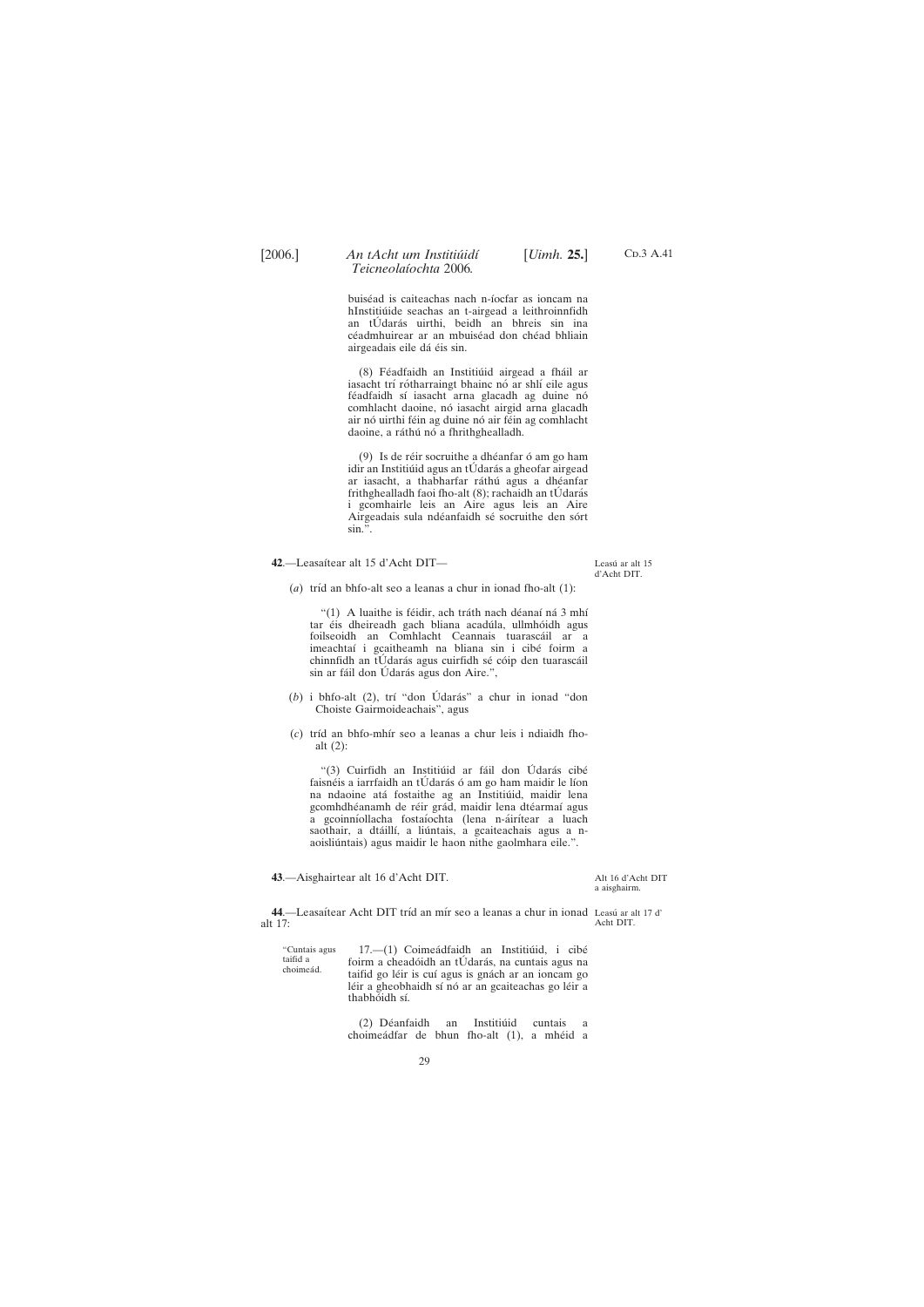buiséad is caiteachas nach n-íocfar as ioncam na hInstitiúide seachas an t-airgead a leithroinnfidh an tÚdarás uirthi, beidh an bhreis sin ina céadmhuirear ar an mbuiséad don chéad bhliain airgeadais eile dá éis sin.

(8) Féadfaidh an Institiúid airgead a fháil ar iasacht trí rótharraingt bhainc nó ar shlí eile agus féadfaidh sí iasacht arna glacadh ag duine nó comhlacht daoine, nó iasacht airgid arna glacadh air nó uirthi féin ag duine nó air féin ag comhlacht daoine, a ráthú nó a fhrithghealladh.

(9) Is de réir socruithe a dhéanfar ó am go ham idir an Institiúid agus an tÚdarás a gheofar airgead ar iasacht, a thabharfar ráthú agus a dhéanfar frithghealladh faoi fho-alt (8); rachaidh an tÚdarás i gcomhairle leis an Aire agus leis an Aire Airgeadais sula ndéanfaidh sé socruithe den sórt sin.".

Leasú ar alt 15 d'Acht DIT.

**42**.—Leasaítear alt 15 d'Acht DIT—

(*a*) tríd an bhfo-alt seo a leanas a chur in ionad fho-alt (1):

"(1) A luaithe is féidir, ach tráth nach déanaí ná 3 mhí tar éis dheireadh gach bliana acadúla, ullmhóidh agus foilseoidh an Comhlacht Ceannais tuarascáil ar a imeachtaí i gcaitheamh na bliana sin i cibé foirm a chinnfidh an tÚdarás agus cuirfidh sé cóip den tuarascáil sin ar fáil don Údarás agus don Aire.",

(*b*) i bhfo-alt (2), trí "don Údarás" a chur in ionad "don Choiste Gairmoideachais", agus

(*c*) tríd an bhfo-mhír seo a leanas a chur leis i ndiaidh fho-alt (2):

"(3) Cuirfidh an Institiúid ar fáil don Údarás cibé faisnéis a iarrfaidh an tÚdarás ó am go ham maidir le líon na ndaoine atá fostaithe ag an Institiúid, maidir lena gcomhdhéanamh de réir grád, maidir lena dtéarmaí agus a gcoinníollacha fostaíochta (lena n-áirítear a luach saothair, a dtáillí, a liúntais, a gcaiteachais agus a n-aoisliúntais) agus maidir le haon nithe gaolmhara eile.".

Alt 16 d'Acht DIT a aisghairm.

**43**.—Aisghairtear alt 16 d'Acht DIT.

Leasú ar alt 17 d' Acht DIT.

**44**.—Leasaítear Acht DIT tríd an mír seo a leanas a chur in ionad alt 17:

"Cuntais agus taifid a choimeád.

17.—(1) Coimeádfaidh an Institiúid, i cibé foirm a cheadóidh an tÚdarás, na cuntais agus na taifid go léir is cuí agus is gnách ar an ioncam go léir a gheobhaidh sí nó ar an gcaiteachas go léir a thabhóidh sí.

(2) Déanfaidh an Institiúid cuntais a choimeádfar de bhun fho-alt (1), a mhéid a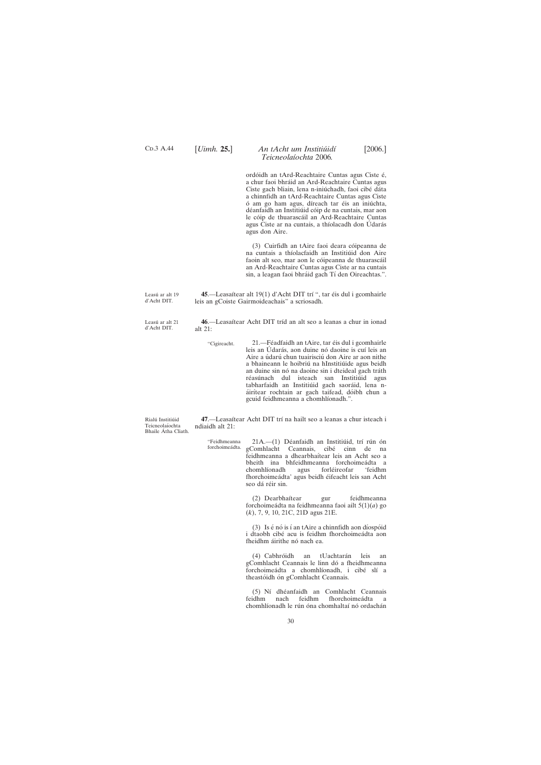ordóidh an tArd-Reachtaire Cuntas agus Ciste é, a chur faoi bhráid an Ard-Reachtaire Cuntas agus Ciste gach bliain, lena n-iniúchadh, faoi cibé dáta a chinnfidh an tArd-Reachtaire Cuntas agus Ciste ó am go ham agus, díreach tar éis an iniúchta, déanfaidh an Institiúid cóip de na cuntais, mar aon le cóip de thuarascáil an Ard-Reachtaire Cuntas agus Ciste ar na cuntais, a thíolacadh don Údarás agus don Aire.

(3) Cuirfidh an tAire faoi deara cóipeanna de na cuntais a thíolacfaidh an Institiúid don Aire faoin alt seo, mar aon le cóipeanna de thuarascáil an Ard-Reachtaire Cuntas agus Ciste ar na cuntais sin, a leagan faoi bhráid gach Tí den Oireachtas.".

Leasú ar alt 19 d'Acht DIT.

**45**.—Leasaítear alt 19(1) d'Acht DIT trí ", tar éis dul i gcomhairle leis an gCoiste Gairmoideachais" a scriosadh.

Leasú ar alt 21 d'Acht DIT.

**46**.—Leasaítear Acht DIT tríd an alt seo a leanas a chur in ionad alt 21:

"Cigireacht.

21.—Féadfaidh an tAire, tar éis dul i gcomhairle leis an Údarás, aon duine nó daoine is cuí leis an Aire a údarú chun tuairisciú don Aire ar aon nithe a bhaineann le hoibriú na hInstitiúide agus beidh an duine sin nó na daoine sin i dteideal gach tráth réasúnach dul isteach san Institiúid agus tabharfaidh an Institiúid gach saoráid, lena n-áirítear rochtain ar gach taifead, dóibh chun a gcuid feidhmeanna a chomhlíonadh.".

Rialú Institiúid Teicneolaíochta Bhaile Átha Cliath.

**47**.—Leasaítear Acht DIT trí na hailt seo a leanas a chur isteach i ndiaidh alt 21:

"Feidhmeanna forchoimeádta.

21A.—(1) Déanfaidh an Institiúid, trí rún ón gComhlacht Ceannais, cibé cinn de na feidhmeanna a dhearbhaítear leis an Acht seo a bheith ina bhfeidhmeanna forchoimeádta a chomhlíonadh agus forléireofar 'feidhm fhorchoimeádta' agus beidh éifeacht leis san Acht seo dá réir sin.

(2) Dearbhaítear gur feidhmeanna forchoimeádta na feidhmeanna faoi ailt 5(1)(*a*) go (*k*), 7, 9, 10, 21C, 21D agus 21E.

(3) Is é nó is í an tAire a chinnfidh aon díospóid i dtaobh cibé acu is feidhm fhorchoimeádta aon fheidhm áirithe nó nach ea.

(4) Cabhróidh an tUachtarán leis an gComhlacht Ceannais le linn dó a fheidhmeanna forchoimeádta a chomhlíonadh, i cibé slí a theastóidh ón gComhlacht Ceannais.

(5) Ní dhéanfaidh an Comhlacht Ceannais feidhm nach feidhm fhorchoimeádta a chomhlíonadh le rún óna chomhaltaí nó ordachán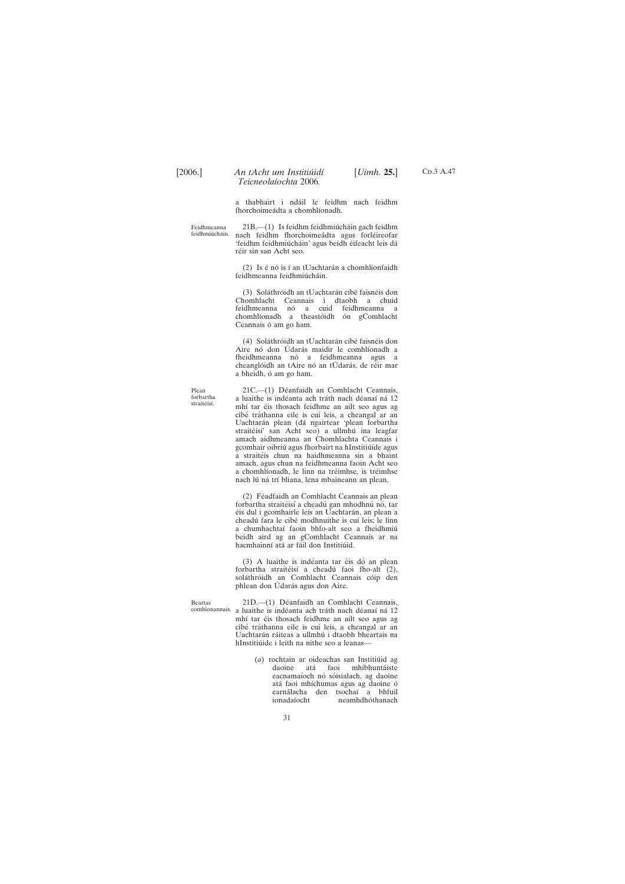a thabhairt i ndáil le feidhm nach feidhm fhorchoimeádta a chomhlíonadh.

Feidhmeanna feidhmiúcháin.

21B.—(1) Is feidhm feidhmiúcháin gach feidhm nach feidhm fhorchoimeádta agus forléireofar 'feidhm feidhmiúcháin' agus beidh éifeacht leis dá réir sin san Acht seo.

(2) Is é nó is í an tUachtarán a chomhlíonfaidh feidhmeanna feidhmiúcháin.

(3) Soláthróidh an tUachtarán cibé faisnéis don Chomhlacht Ceannais i dtaobh a chuid feidhmeanna nó a cuid feidhmeanna a chomhlíonadh a theastóidh ón gComhlacht Ceannais ó am go ham.

(4) Soláthróidh an tUachtarán cibé faisnéis don Aire nó don Údarás maidir le comhlíonadh a fheidhmeanna nó a feidhmeanna agus a cheanglóidh an tAire nó an tÚdarás, de réir mar a bheidh, ó am go ham.

Plean forbartha straitéisí.

21C.—(1) Déanfaidh an Comhlacht Ceannais, a luaithe is indéanta ach tráth nach déanaí ná 12 mhí tar éis thosach feidhme an ailt seo agus ag cibé tráthanna eile is cuí leis, a cheangal ar an Uachtarán plean (dá ngairtear 'plean forbartha straitéisí' san Acht seo) a ullmhú ina leagfar amach aidhmeanna an Chomhlachta Ceannais i gcomhair oibriú agus fhorbairt na hInstitiúide agus a straitéis chun na haidhmeanna sin a bhaint amach, agus chun na feidhmeanna faoin Acht seo a chomhlíonadh, le linn na tréimhse, is tréimhse nach lú ná trí bliana, lena mbaineann an plean.

(2) Féadfaidh an Comhlacht Ceannais an plean forbartha straitéisí a cheadú gan mhodhnú nó, tar éis dul i gcomhairle leis an Uachtarán, an plean a cheadú fara le cibé modhnuithe is cuí leis; le linn a chumhachtaí faoin bhfo-alt seo a fheidhmiú beidh aird ag an gComhlacht Ceannais ar na hacmhainní atá ar fáil don Institiúid.

(3) A luaithe is indéanta tar éis dó an plean forbartha straitéisí a cheadú faoi fho-alt (2), soláthróidh an Comhlacht Ceannais cóip den phlean don Údarás agus don Aire.

Beartas comhionannais.

21D.—(1) Déanfaidh an Comhlacht Ceannais, a luaithe is indéanta ach tráth nach déanaí ná 12 mhí tar éis thosach feidhme an ailt seo agus ag cibé tráthanna eile is cuí leis, a cheangal ar an Uachtarán ráiteas a ullmhú i dtaobh bheartais na hInstitiúide i leith na nithe seo a leanas—

(*a*) rochtain ar oideachas san Institiúid ag daoine atá faoi mhíbhuntáiste eacnamaíoch nó sóisialach, ag daoine atá faoi mhíchumas agus ag daoine ó earnálacha den tsochaí a bhfuil ionadaíocht neamhdhóthanach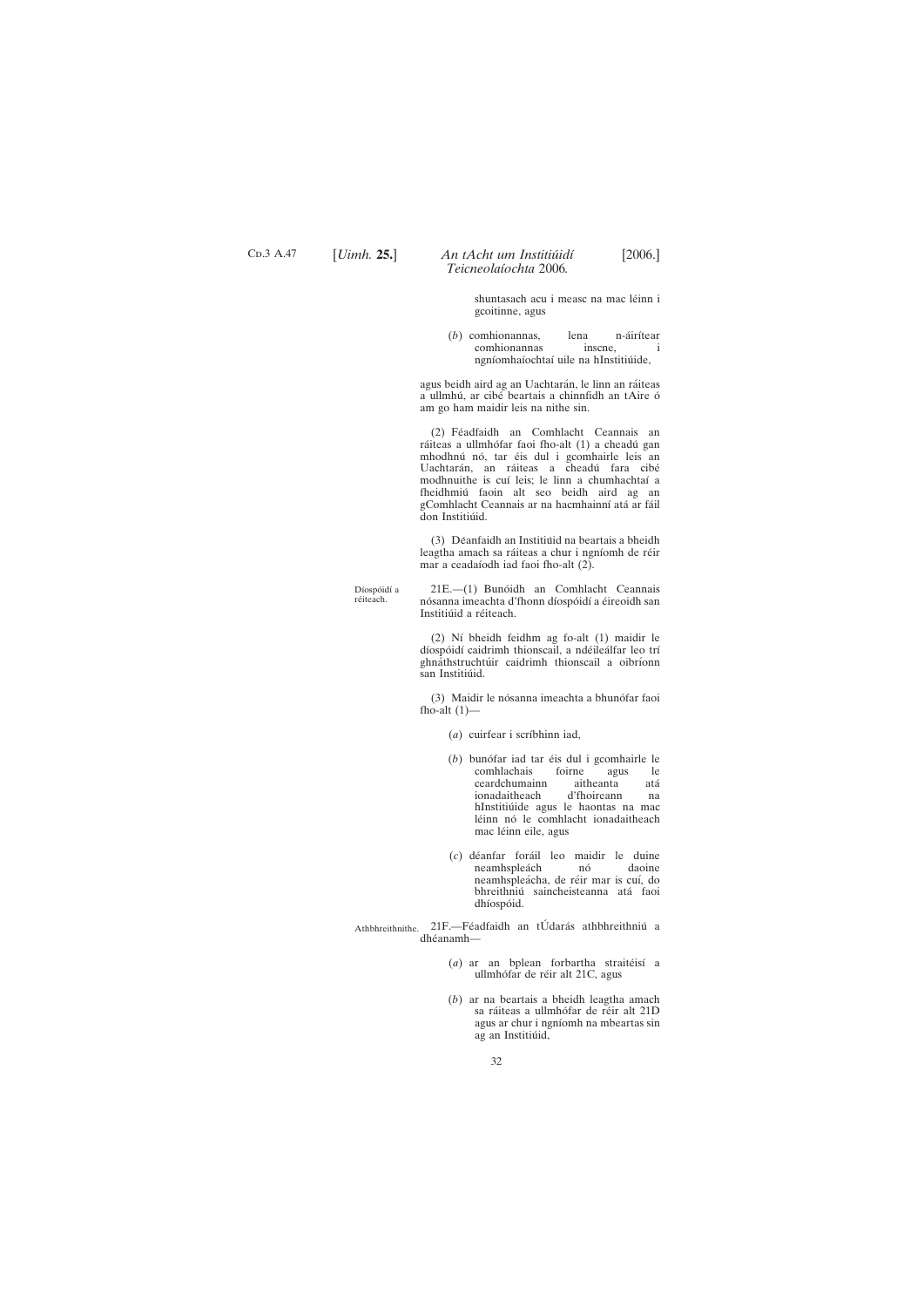shuntasach acu i measc na mac léinn i gcoitinne, agus

(*b*) comhionannas, lena n-áirítear comhionannas inscne, i ngníomhaíochtaí uile na hInstitiúide,

agus beidh aird ag an Uachtarán, le linn an ráiteas a ullmhú, ar cibé beartais a chinnfidh an tAire ó am go ham maidir leis na nithe sin.

(2) Féadfaidh an Comhlacht Ceannais an ráiteas a ullmhófar faoi fho-alt (1) a cheadú gan mhodhnú nó, tar éis dul i gcomhairle leis an Uachtarán, an ráiteas a cheadú fara cibé modhnuithe is cuí leis; le linn a chumhachtaí a fheidhmiú faoin alt seo beidh aird ag an gComhlacht Ceannais ar na hacmhainní atá ar fáil don Institiúid.

(3) Déanfaidh an Institiúid na beartais a bheidh leagtha amach sa ráiteas a chur i ngníomh de réir mar a ceadaíodh iad faoi fho-alt (2).

Díospóidí a réiteach.

21E.—(1) Bunóidh an Comhlacht Ceannais nósanna imeachta d'fhonn díospóidí a éireoidh san Institiúid a réiteach.

(2) Ní bheidh feidhm ag fo-alt (1) maidir le díospóidí caidrimh thionscail, a ndéileálfar leo trí ghnáthstruchtúir caidrimh thionscail a oibríonn san Institiúid.

(3) Maidir le nósanna imeachta a bhunófar faoi fho-alt (1)—

(*a*) cuirfear i scríbhinn iad,

(*b*) bunófar iad tar éis dul i gcomhairle le comhlachais foirne agus le ceardchumainn aitheanta atá ionadaitheach d'fhoireann na hInstitiúide agus le haontas na mac léinn nó le comhlacht ionadaitheach mac léinn eile, agus

(*c*) déanfar foráil leo maidir le duine neamhspleách nó daoine neamhspleácha, de réir mar is cuí, do bhreithniú saincheisteanna atá faoi dhíospóid.

Athbhreithnithe.

21F.—Féadfaidh an tÚdarás athbhreithniú a dhéanamh—

(*a*) ar an bplean forbartha straitéisí a ullmhófar de réir alt 21C, agus

(*b*) ar na beartais a bheidh leagtha amach sa ráiteas a ullmhófar de réir alt 21D agus ar chur i ngníomh na mbeartas sin ag an Institiúid,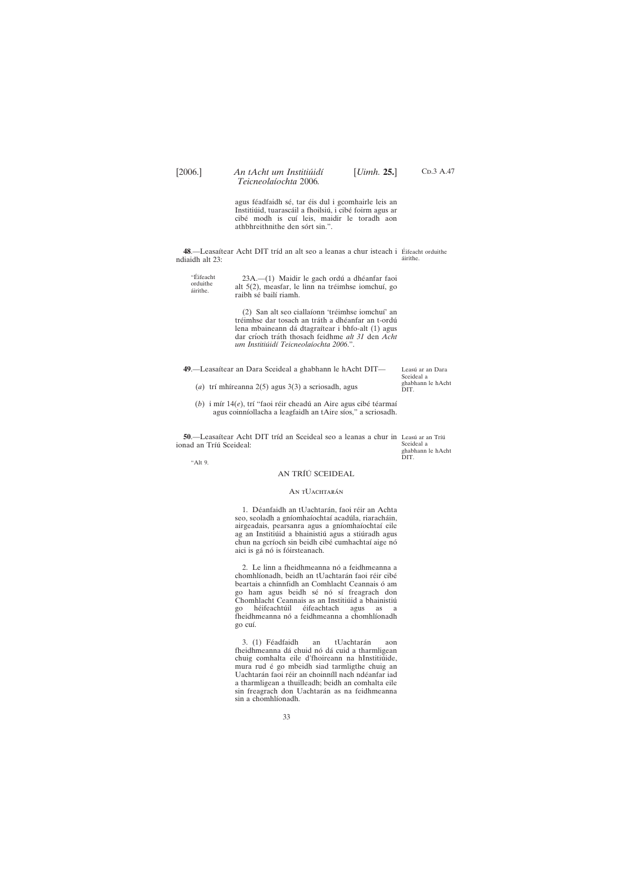agus féadfaidh sé, tar éis dul i gcomhairle leis an Institiúid, tuarascáil a fhoilsiú, i cibé foirm agus ar cibé modh is cuí leis, maidir le toradh aon athbhreithnithe den sórt sin.".

**48**.—Leasaítear Acht DIT tríd an alt seo a leanas a chur isteach i ndiaidh alt 23:

Éifeacht orduithe áirithe.

"Éifeacht orduithe áirithe.

23A.—(1) Maidir le gach ordú a dhéanfar faoi alt 5(2), measfar, le linn na tréimhse iomchuí, go raibh sé bailí riamh.

(2) San alt seo ciallaíonn 'tréimhse iomchuí' an tréimhse dar tosach an tráth a dhéanfar an t-ordú lena mbaineann dá dtagraítear i bhfo-alt (1) agus dar críoch tráth thosach feidhme *alt 31* den *Acht um Institiúidí Teicneolaíochta 2006*.".

**49**.—Leasaítear an Dara Sceideal a ghabhann le hAcht DIT—

Leasú ar an Dara Sceideal a ghabhann le hAcht DIT.

(*a*) trí mhíreanna 2(5) agus 3(3) a scriosadh, agus

(*b*) i mír 14(*e*), trí "faoi réir cheadú an Aire agus cibé téarmaí agus coinníollacha a leagfaidh an tAire síos," a scriosadh.

**50**.—Leasaítear Acht DIT tríd an Sceideal seo a leanas a chur in ionad an Tríú Sceideal:

Leasú ar an Tríú Sceideal a ghabhann le hAcht DIT.

"Alt 9.

## AN TRÍÚ SCEIDEAL

### AN tUACHTARÁN

1. Déanfaidh an tUachtarán, faoi réir an Achta seo, seoladh a gníomhaíochtaí acadúla, riaracháin, airgeadais, pearsanra agus a gníomhaíochtaí eile ag an Institiúid a bhainistiú agus a stiúradh agus chun na gcríoch sin beidh cibé cumhachtaí aige nó aici is gá nó is fóirsteanach.

2. Le linn a fheidhmeanna nó a feidhmeanna a chomhlíonadh, beidh an tUachtarán faoi réir cibé beartais a chinnfidh an Comhlacht Ceannais ó am go ham agus beidh sé nó sí freagrach don Chomhlacht Ceannais as an Institiúid a bhainistiú go héifeachtúil éifeachtach agus as a fheidhmeanna nó a feidhmeanna a chomhlíonadh go cuí.

3. (1) Féadfaidh an tUachtarán aon fheidhmeanna dá chuid nó dá cuid a tharmligean chuig comhalta eile d'fhoireann na hInstitiúide, mura rud é go mbeidh siad tarmligthe chuig an Uachtarán faoi réir an choinníll nach ndéanfar iad a tharmligean a thuilleadh; beidh an comhalta eile sin freagrach don Uachtarán as na feidhmeanna sin a chomhlíonadh.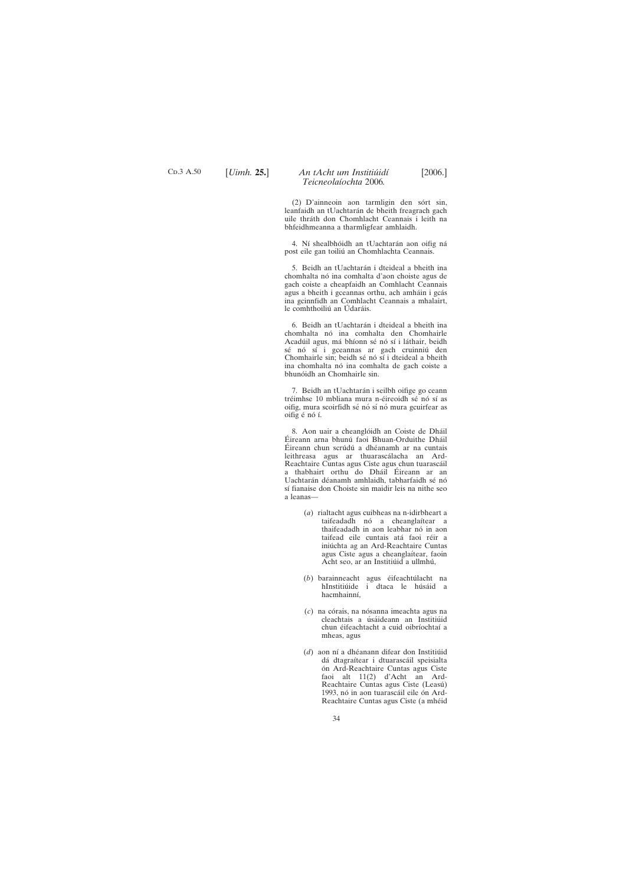(2) D'ainneoin aon tarmligin den sórt sin, leanfaidh an tUachtarán de bheith freagrach gach uile thráth don Chomhlacht Ceannais i leith na bhfeidhmeanna a tharmligfear amhlaidh.

4. Ní shealbhóidh an tUachtarán aon oifig ná post eile gan toiliú an Chomhlachta Ceannais.

5. Beidh an tUachtarán i dteideal a bheith ina chomhalta nó ina comhalta d'aon choiste agus de gach coiste a cheapfaidh an Comhlacht Ceannais agus a bheith i gceannas orthu, ach amháin i gcás ina gcinnfidh an Comhlacht Ceannais a mhalairt, le comhthoiliú an Údaráis.

6. Beidh an tUachtarán i dteideal a bheith ina chomhalta nó ina comhalta den Chomhairle Acadúil agus, má bhíonn sé nó sí i láthair, beidh sé nó sí i gceannas ar gach cruinniú den Chomhairle sin; beidh sé nó sí i dteideal a bheith ina chomhalta nó ina comhalta de gach coiste a bhunóidh an Chomhairle sin.

7. Beidh an tUachtarán i seilbh oifige go ceann tréimhse 10 mbliana mura n-éireoidh sé nó sí as oifig, mura scoirfidh sé nó sí nó mura gcuirfear as oifig é nó í.

8. Aon uair a cheanglóidh an Coiste de Dháil Éireann arna bhunú faoi Bhuan-Orduithe Dháil Éireann chun scrúdú a dhéanamh ar na cuntais leithreasa agus ar thuarascálacha an Ard-Reachtaire Cuntas agus Ciste agus chun tuarascáil a thabhairt orthu do Dháil Éireann ar an Uachtarán déanamh amhlaidh, tabharfaidh sé nó sí fianaise don Choiste sin maidir leis na nithe seo a leanas—

(*a*) rialtacht agus cuibheas na n-idirbheart a taifeadadh nó a cheanglaítear a thaifeadadh in aon leabhar nó in aon taifead eile cuntais atá faoi réir a iniúchta ag an Ard-Reachtaire Cuntas agus Ciste agus a cheanglaítear, faoin Acht seo, ar an Institiúid a ullmhú,

(*b*) barainneacht agus éifeachtúlacht na hInstitiúide i dtaca le húsáid a hacmhainní,

(*c*) na córais, na nósanna imeachta agus na cleachtais a úsáideann an Institiúid chun éifeachtacht a cuid oibríochtaí a mheas, agus

(*d*) aon ní a dhéanann difear don Institiúid dá dtagraítear i dtuarascáil speisialta ón Ard-Reachtaire Cuntas agus Ciste faoi alt 11(2) d'Acht an Ard-Reachtaire Cuntas agus Ciste (Leasú) 1993, nó in aon tuarascáil eile ón Ard-Reachtaire Cuntas agus Ciste (a mhéid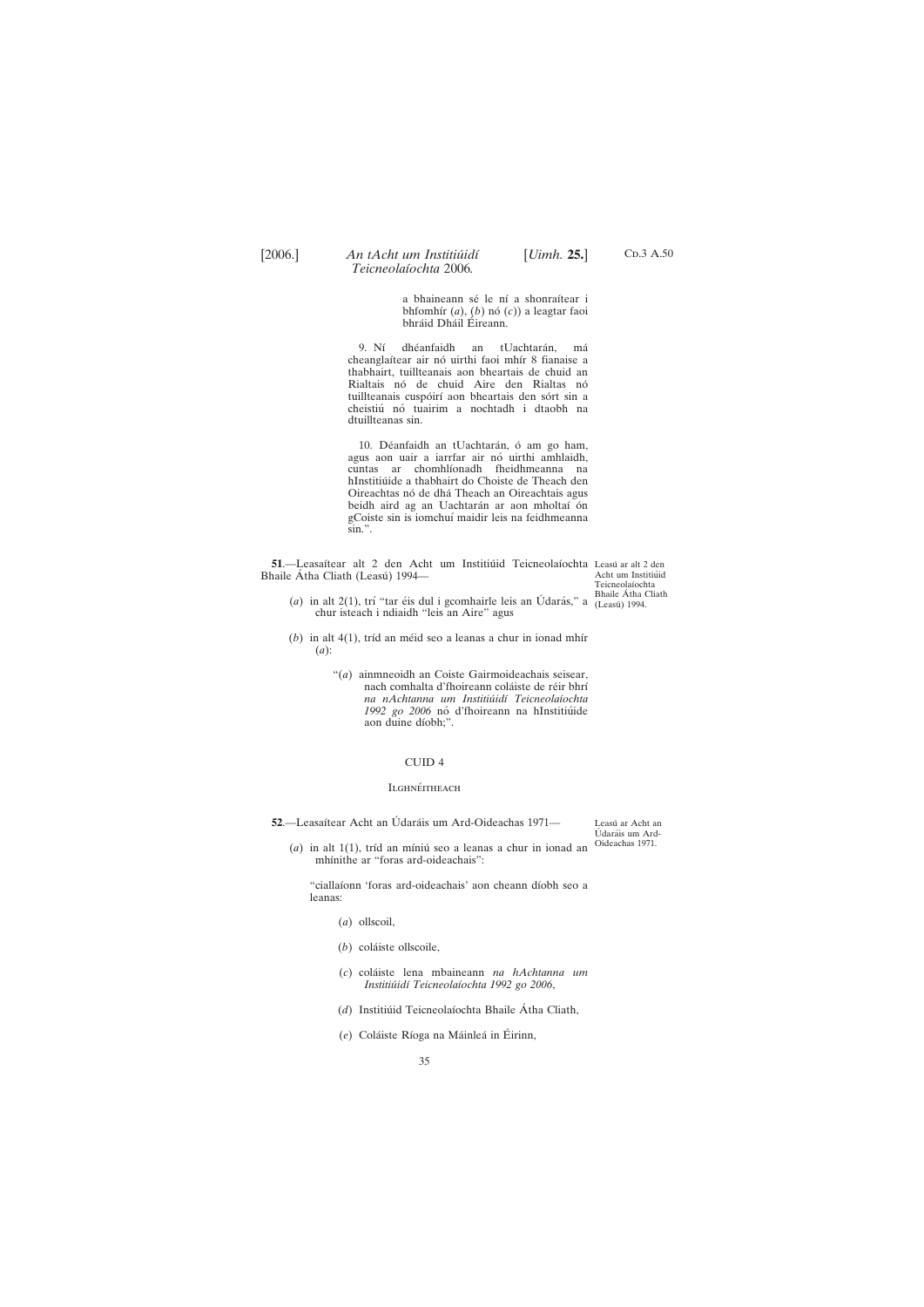a bhaineann sé le ní a shonraítear i bhfomhír (*a*), (*b*) nó (*c*)) a leagtar faoi bhráid Dháil Éireann.

9. Ní dhéanfaidh an tUachtarán, má cheanglaítear air nó uirthi faoi mhír 8 fianaise a thabhairt, tuillteanais aon bheartais de chuid an Rialtais nó de chuid Aire den Rialtas nó tuillteanais cuspóirí aon bheartais den sórt sin a cheistiú nó tuairim a nochtadh i dtaobh na dtuillteanas sin.

10. Déanfaidh an tUachtarán, ó am go ham, agus aon uair a iarrfar air nó uirthi amhlaidh, cuntas ar chomhlíonadh fheidhmeanna na hInstitiúide a thabhairt do Choiste de Theach den Oireachtas nó de dhá Theach an Oireachtais agus beidh aird ag an Uachtarán ar aon mholtaí ón gCoiste sin is iomchuí maidir leis na feidhmeanna sin.".

**51**.—Leasaítear alt 2 den Acht um Institiúid Teicneolaíochta Bhaile Átha Cliath (Leasú) 1994—

Leasú ar alt 2 den Acht um Institiúid Teicneolaíochta Bhaile Átha Cliath (Leasú) 1994.

(*a*) in alt 2(1), trí "tar éis dul i gcomhairle leis an Údarás," a chur isteach i ndiaidh "leis an Aire" agus

(*b*) in alt 4(1), tríd an méid seo a leanas a chur in ionad mhír (*a*):

"(*a*) ainmneoidh an Coiste Gairmoideachais seisear, nach comhalta d'fhoireann coláiste de réir bhrí *na nAchtanna um Institiúidí Teicneolaíochta 1992 go 2006* nó d'fhoireann na hInstitiúide aon duine díobh;".

## CUID 4

### Ilghnéitheach

**52**.—Leasaítear Acht an Údaráis um Ard-Oideachas 1971—

Leasú ar Acht an Údaráis um Ard-Oideachas 1971.

(*a*) in alt 1(1), tríd an míniú seo a leanas a chur in ionad an mhínithe ar "foras ard-oideachais":

"ciallaíonn 'foras ard-oideachais' aon cheann díobh seo a leanas:

(*a*) ollscoil,

(*b*) coláiste ollscoile,

(*c*) coláiste lena mbaineann *na hAchtanna um Institiúidí Teicneolaíochta 1992 go 2006*,

(*d*) Institiúid Teicneolaíochta Bhaile Átha Cliath,

(*e*) Coláiste Ríoga na Máinleá in Éirinn,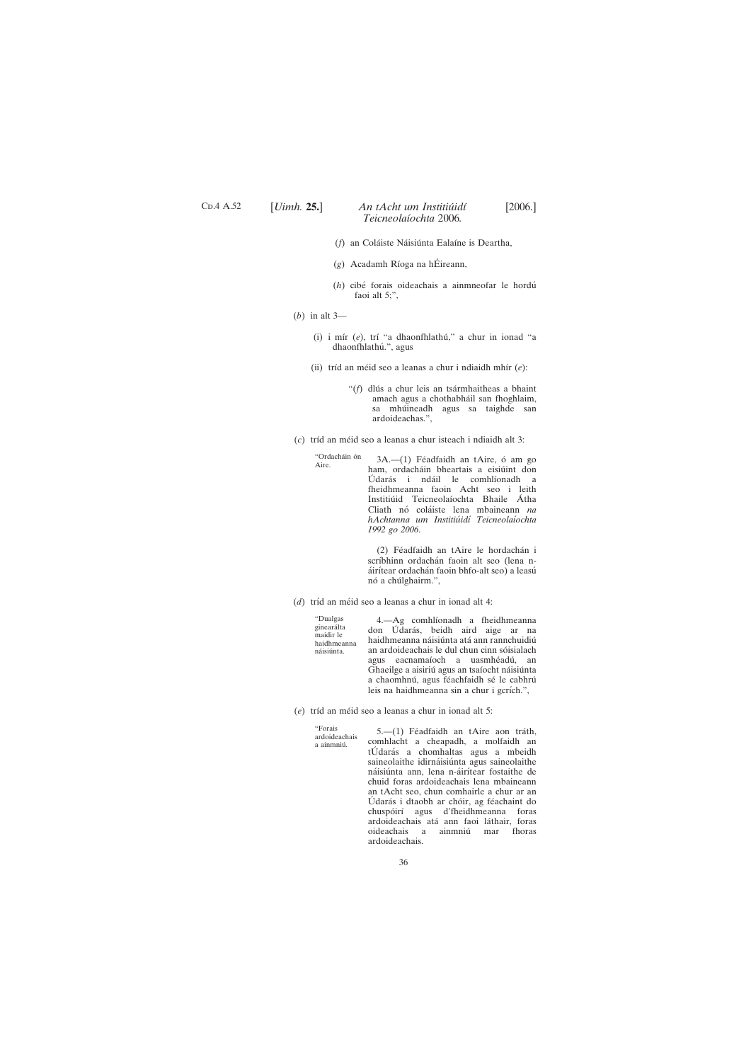(*f*) an Coláiste Náisiúnta Ealaíne is Deartha,

(*g*) Acadamh Ríoga na hÉireann,

(*h*) cibé forais oideachais a ainmneofar le hordú faoi alt 5;",

(*b*) in alt 3—

(i) i mír (*e*), trí "a dhaonfhlathú," a chur in ionad "a dhaonfhlathú.", agus

(ii) tríd an méid seo a leanas a chur i ndiaidh mhír (*e*):

"(*f*) dlús a chur leis an tsármhaitheas a bhaint amach agus a chothabháil san fhoghlaim, sa mhúineadh agus sa taighde san ardoideachas.",

(*c*) tríd an méid seo a leanas a chur isteach i ndiaidh alt 3:

"Ordacháin ón Aire.

3A.—(1) Féadfaidh an tAire, ó am go ham, ordacháin bheartais a eisiúint don Údarás i ndáil le comhlíonadh a fheidhmeanna faoin Acht seo i leith Institiúid Teicneolaíochta Bhaile Átha Cliath nó coláiste lena mbaineann *na hAchtanna um Institiúidí Teicneolaíochta 1992 go 2006*.

(2) Féadfaidh an tAire le hordachán i scríbhinn ordachán faoin alt seo (lena n-áirítear ordachán faoin bhfo-alt seo) a leasú nó a chúlghairm.",

(*d*) tríd an méid seo a leanas a chur in ionad alt 4:

"Dualgas ginearálta maidir le haidhmeanna náisiúnta.

4.—Ag comhlíonadh a fheidhmeanna don Údarás, beidh aird aige ar na haidhmeanna náisiúnta atá ann rannchuidiú an ardoideachais le dul chun cinn sóisialach agus eacnamaíoch a uasmhéadú, an Ghaeilge a aisiriú agus an tsaíocht náisiúnta a chaomhnú, agus féachfaidh sé le cabhrú leis na haidhmeanna sin a chur i gcrích.",

(*e*) tríd an méid seo a leanas a chur in ionad alt 5:

"Forais ardoideachais a ainmniú.

5.—(1) Féadfaidh an tAire aon tráth, comhlacht a cheapadh, a molfaidh an tÚdarás a chomhaltas agus a mbeidh saineolaithe idirnáisiúnta agus saineolaithe náisiúnta ann, lena n-áirítear fostaithe de chuid foras ardoideachais lena mbaineann an tAcht seo, chun comhairle a chur ar an Údarás i dtaobh ar chóir, ag féachaint do chuspóirí agus d'fheidhmeanna foras ardoideachais atá ann faoi láthair, foras oideachais a ainmniú mar fhoras ardoideachais.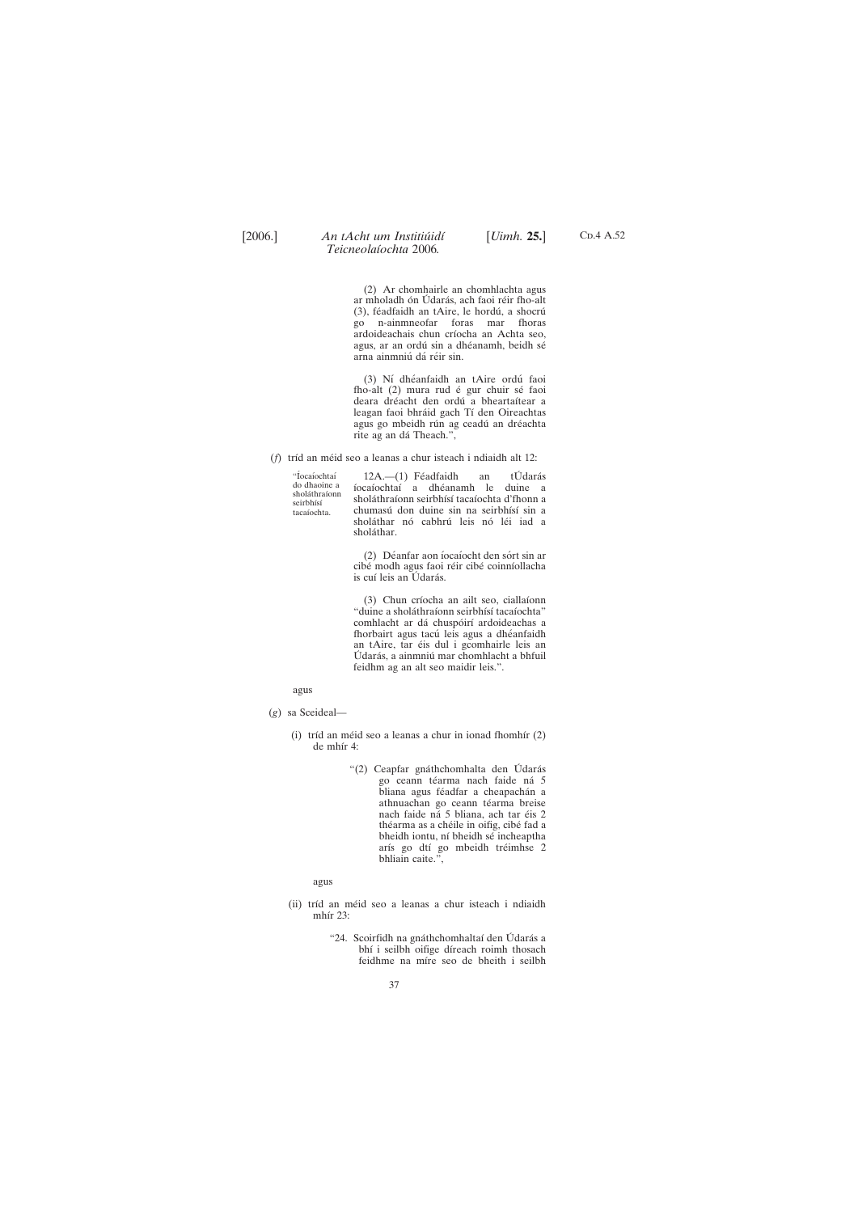(2) Ar chomhairle an chomhlachta agus ar mholadh ón Údarás, ach faoi réir fho-alt (3), féadfaidh an tAire, le hordú, a shocrú go n-ainmneofar foras mar fhoras ardoideachais chun críocha an Achta seo, agus, ar an ordú sin a dhéanamh, beidh sé arna ainmniú dá réir sin.

(3) Ní dhéanfaidh an tAire ordú faoi fho-alt (2) mura rud é gur chuir sé faoi deara dréacht den ordú a bheartaítear a leagan faoi bhráid gach Tí den Oireachtas agus go mbeidh rún ag ceadú an dréachta rite ag an dá Theach.”,

(*f*) tríd an méid seo a leanas a chur isteach i ndiaidh alt 12:

“Íocaíochtaí do dhaoine a sholáthraíonn seirbhísí tacaíochta.

12A.—(1) Féadfaidh an tÚdarás íocaíochtaí a dhéanamh le duine a sholáthraíonn seirbhísí tacaíochta d'fhonn a chumasú don duine sin na seirbhísí sin a sholáthar nó cabhrú leis nó léi iad a sholáthar.

(2) Déanfar aon íocaíocht den sórt sin ar cibé modh agus faoi réir cibé coinníollacha is cuí leis an Údarás.

(3) Chun críocha an ailt seo, ciallaíonn “duine a sholáthraíonn seirbhísí tacaíochta” comhlacht ar dá chuspóirí ardoideachas a fhorbairt agus tacú leis agus a dhéanfaidh an tAire, tar éis dul i gcomhairle leis an Údarás, a ainmniú mar chomhlacht a bhfuil feidhm ag an alt seo maidir leis.”.

agus

(*g*) sa Sceideal—

(i) tríd an méid seo a leanas a chur in ionad fhomhír (2) de mhír 4:

“(2) Ceapfar gnáthchomhalta den Údarás go ceann téarma nach faide ná 5 bliana agus féadfar a cheapachán a athnuachan go ceann téarma breise nach faide ná 5 bliana, ach tar éis 2 théarma as a chéile in oifig, cibé fad a bheidh iontu, ní bheidh sé incheaptha arís go dtí go mbeidh tréimhse 2 bhliain caite.”,

agus

(ii) tríd an méid seo a leanas a chur isteach i ndiaidh mhír 23:

“24. Scoirfidh na gnáthchomhaltaí den Údarás a bhí i seilbh oifige díreach roimh thosach feidhme na míre seo de bheith i seilbh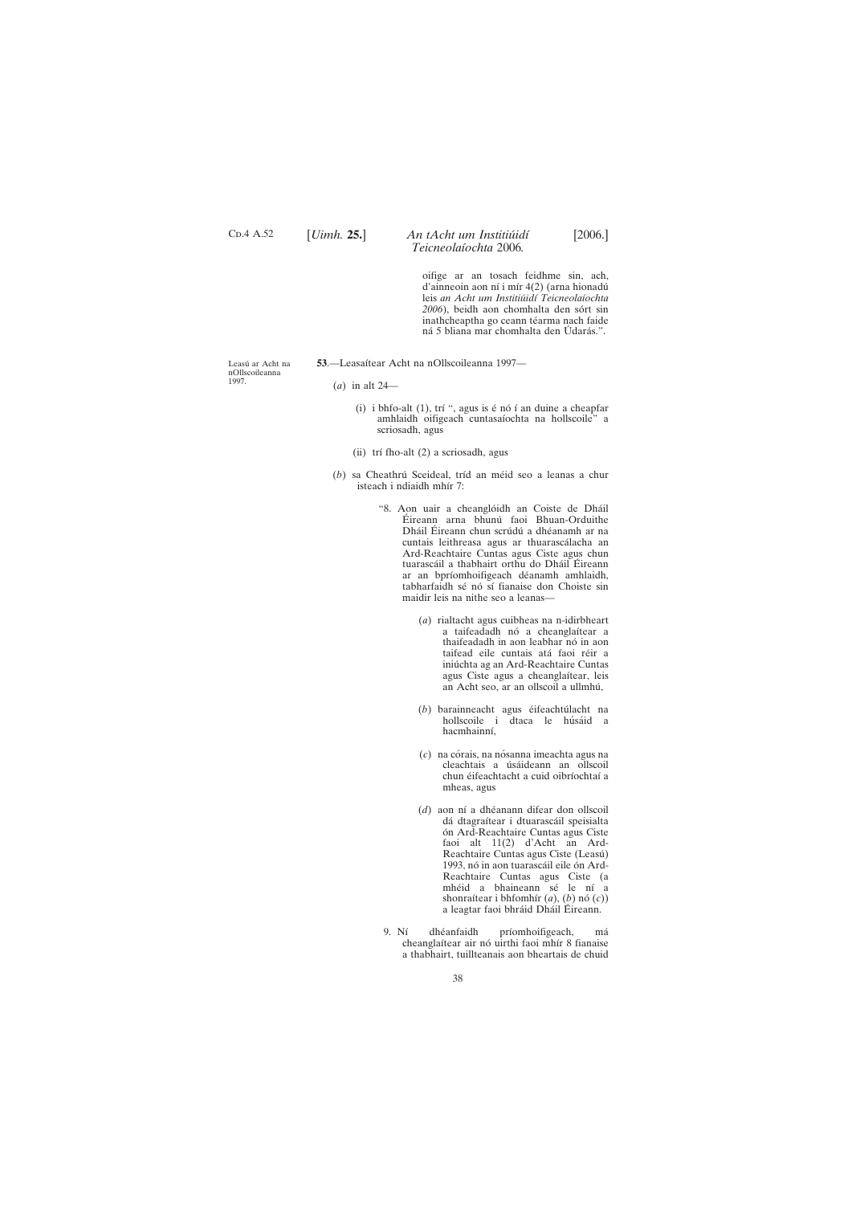oifige ar an tosach feidhme sin, ach, d'ainneoin aon ní i mír 4(2) (arna hionadú leis *an Acht um Institiúidí Teicneolaíochta 2006*), beidh aon chomhalta den sórt sin inathcheaptha go ceann téarma nach faide ná 5 bliana mar chomhalta den Údarás.".

Leasú ar Acht na nOllscoileanna 1997.

**53**.—Leasaítear Acht na nOllscoileanna 1997—

(*a*) in alt 24—

(i) i bhfo-alt (1), trí ", agus is é nó í an duine a cheapfar amhlaidh oifigeach cuntasaíochta na hollscoile" a scriosadh, agus

(ii) trí fho-alt (2) a scriosadh, agus

(*b*) sa Cheathrú Sceideal, tríd an méid seo a leanas a chur isteach i ndiaidh mhír 7:

"8. Aon uair a cheanglóidh an Coiste de Dháil Éireann arna bhunú faoi Bhuan-Orduithe Dháil Éireann chun scrúdú a dhéanamh ar na cuntais leithreasa agus ar thuarascálacha an Ard-Reachtaire Cuntas agus Ciste agus chun tuarascáil a thabhairt orthu do Dháil Éireann ar an bpríomhoifigeach déanamh amhlaidh, tabharfaidh sé nó sí fianaise don Choiste sin maidir leis na nithe seo a leanas—

(*a*) rialtacht agus cuibheas na n-idirbheart a taifeadadh nó a cheanglaítear a thaifeadadh in aon leabhar nó in aon taifead eile cuntais atá faoi réir a iniúchta ag an Ard-Reachtaire Cuntas agus Ciste agus a cheanglaítear, leis an Acht seo, ar an ollscoil a ullmhú,

(*b*) barainneacht agus éifeachtúlacht na hollscoile i dtaca le húsáid a hacmhainní,

(*c*) na córais, na nósanna imeachta agus na cleachtais a úsáideann an ollscoil chun éifeachtacht a cuid oibríochtaí a mheas, agus

(*d*) aon ní a dhéanann difear don ollscoil dá dtagraítear i dtuarascáil speisialta ón Ard-Reachtaire Cuntas agus Ciste faoi alt 11(2) d'Acht an Ard-Reachtaire Cuntas agus Ciste (Leasú) 1993, nó in aon tuarascáil eile ón Ard-Reachtaire Cuntas agus Ciste (a mhéid a bhaineann sé le ní a shonraítear i bhfomhír (*a*), (*b*) nó (*c*)) a leagtar faoi bhráid Dháil Éireann.

9. Ní dhéanfaidh príomhoifigeach, má cheanglaítear air nó uirthi faoi mhír 8 fianaise a thabhairt, tuillteanais aon bheartais de chuid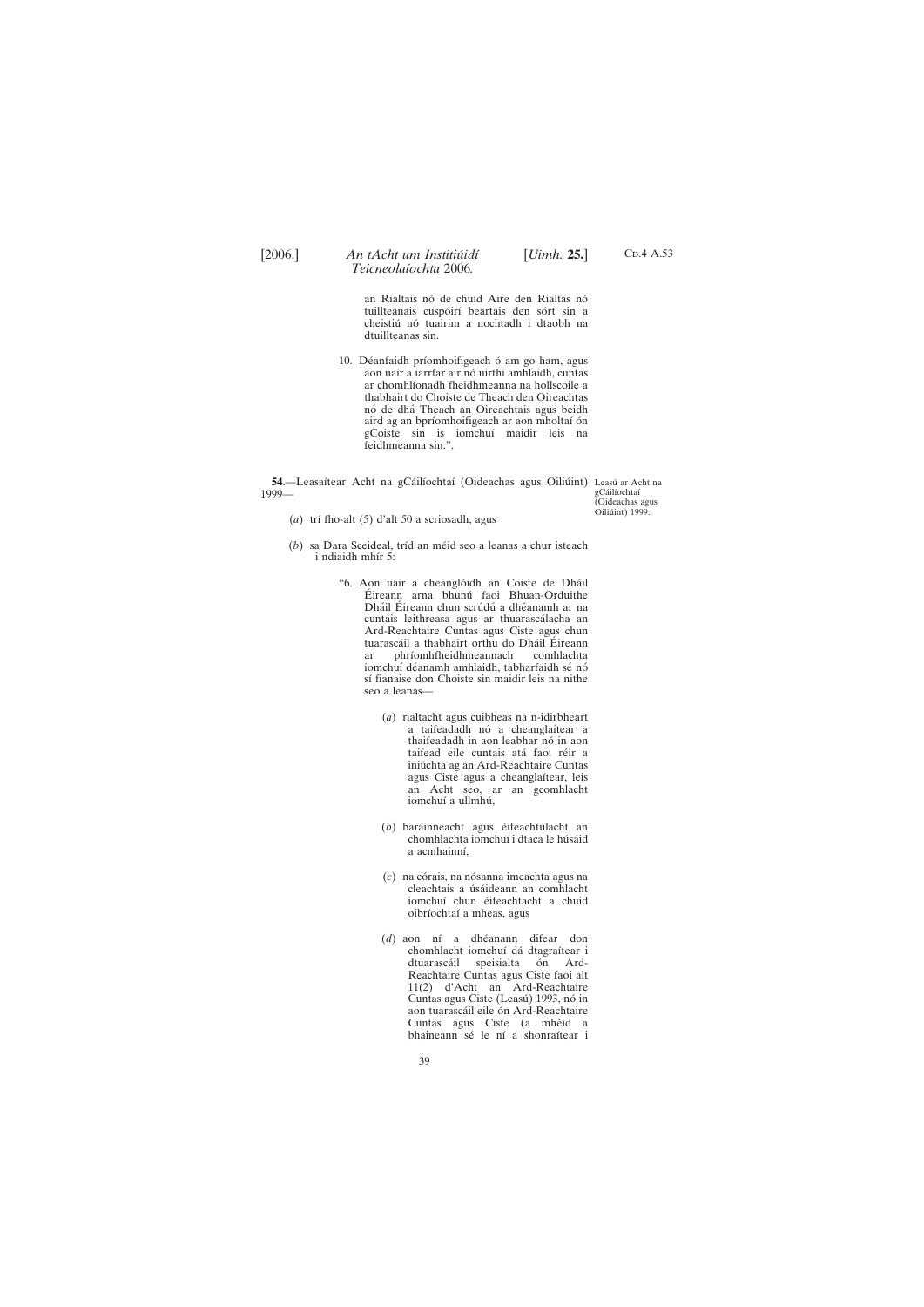an Rialtais nó de chuid Aire den Rialtas nó tuillteanais cuspóirí beartais den sórt sin a cheistiú nó tuairim a nochtadh i dtaobh na dtuillteanas sin.

10. Déanfaidh príomhoifigeach ó am go ham, agus aon uair a iarrfar air nó uirthi amhlaidh, cuntas ar chomhlíonadh fheidhmeanna na hollscoile a thabhairt do Choiste de Theach den Oireachtas nó de dhá Theach an Oireachtais agus beidh aird ag an bpríomhoifigeach ar aon mholtaí ón gCoiste sin is iomchuí maidir leis na feidhmeanna sin.".

Leasú ar Acht na gCáilíochtaí (Oideachas agus Oiliúint) 1999.

**54**.—Leasaítear Acht na gCáilíochtaí (Oideachas agus Oiliúint) 1999—

(*a*) trí fho-alt (5) d'alt 50 a scriosadh, agus

(*b*) sa Dara Sceideal, tríd an méid seo a leanas a chur isteach i ndiaidh mhír 5:

"6. Aon uair a cheanglóidh an Coiste de Dháil Éireann arna bhunú faoi Bhuan-Orduithe Dháil Éireann chun scrúdú a dhéanamh ar na cuntais leithreasa agus ar thuarascálacha an Ard-Reachtaire Cuntas agus Ciste agus chun tuarascáil a thabhairt orthu do Dháil Éireann ar phríomhfheidhmeannach comhlachta iomchuí déanamh amhlaidh, tabharfaidh sé nó sí fianaise don Choiste sin maidir leis na nithe seo a leanas—

(*a*) rialtacht agus cuibheas na n-idirbheart a taifeadadh nó a cheanglaítear a thaifeadadh in aon leabhar nó in aon taifead eile cuntais atá faoi réir a iniúchta ag an Ard-Reachtaire Cuntas agus Ciste agus a cheanglaítear, leis an Acht seo, ar an gcomhlacht iomchuí a ullmhú,

(*b*) barainneacht agus éifeachtúlacht an chomhlachta iomchuí i dtaca le húsáid a acmhainní,

(*c*) na córais, na nósanna imeachta agus na cleachtais a úsáideann an comhlacht iomchuí chun éifeachtacht a chuid oibríochtaí a mheas, agus

(*d*) aon ní a dhéanann difear don chomhlacht iomchuí dá dtagraítear i dtuarascáil speisialta ón Ard-Reachtaire Cuntas agus Ciste faoi alt 11(2) d'Acht an Ard-Reachtaire Cuntas agus Ciste (Leasú) 1993, nó in aon tuarascáil eile ón Ard-Reachtaire Cuntas agus Ciste (a mhéid a bhaineann sé le ní a shonraítear i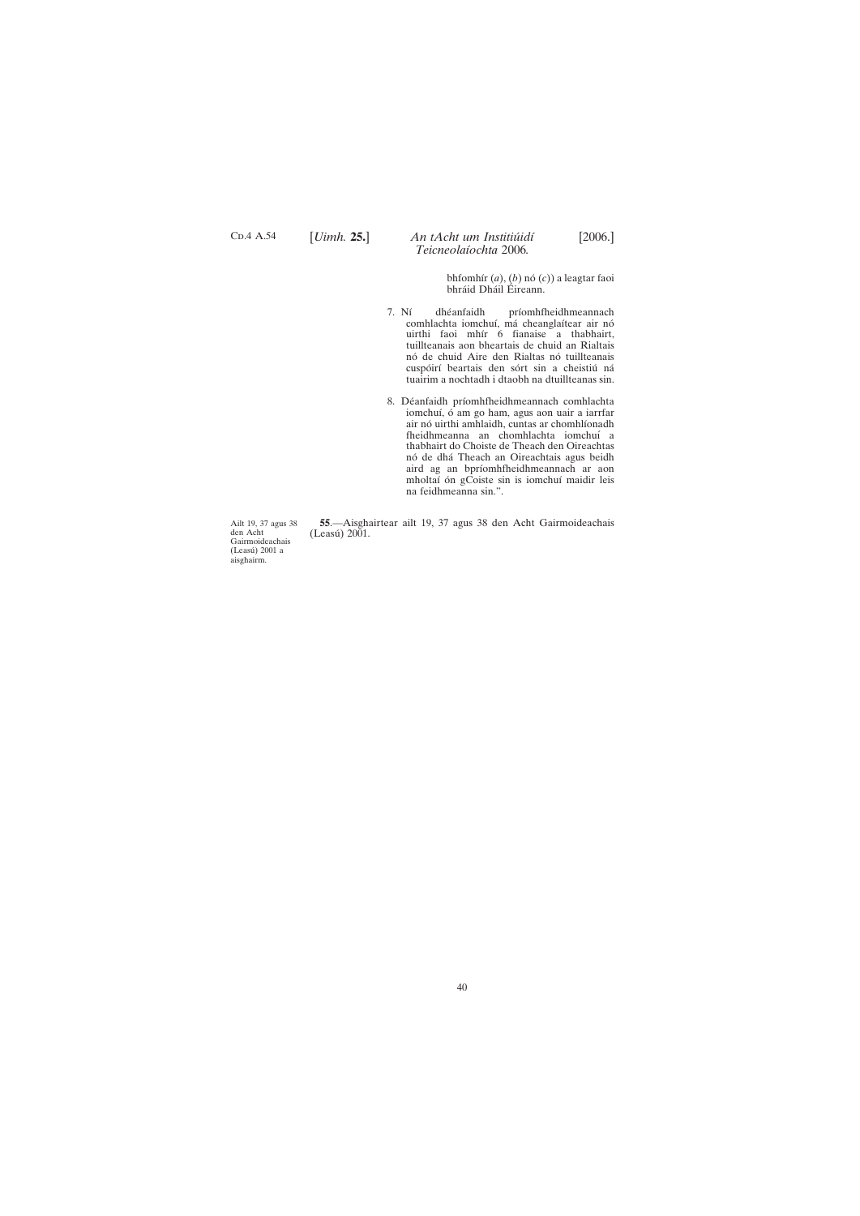bhfomhír (*a*), (*b*) nó (*c*)) a leagtar faoi bhráid Dháil Éireann.

7. Ní dhéanfaidh príomhfheidhmeannach comhlachta iomchuí, má cheanglaítear air nó uirthi faoi mhír 6 fianaise a thabhairt, tuillteanais aon bheartais de chuid an Rialtais nó de chuid Aire den Rialtas nó tuillteanais cuspóirí beartais den sórt sin a cheistiú ná tuairim a nochtadh i dtaobh na dtuillteanas sin.

8. Déanfaidh príomhfheidhmeannach comhlachta iomchuí, ó am go ham, agus aon uair a iarrfar air nó uirthi amhlaidh, cuntas ar chomhlíonadh fheidhmeanna an chomhlachta iomchuí a thabhairt do Choiste de Theach den Oireachtas nó de dhá Theach an Oireachtais agus beidh aird ag an bpríomhfheidhmeannach ar aon mholtaí ón gCoiste sin is iomchuí maidir leis na feidhmeanna sin.".

Ailt 19, 37 agus 38 den Acht Gairmoideachais (Leasú) 2001 a aisghairm.

**55**.—Aisghairtear ailt 19, 37 agus 38 den Acht Gairmoideachais (Leasú) 2001.